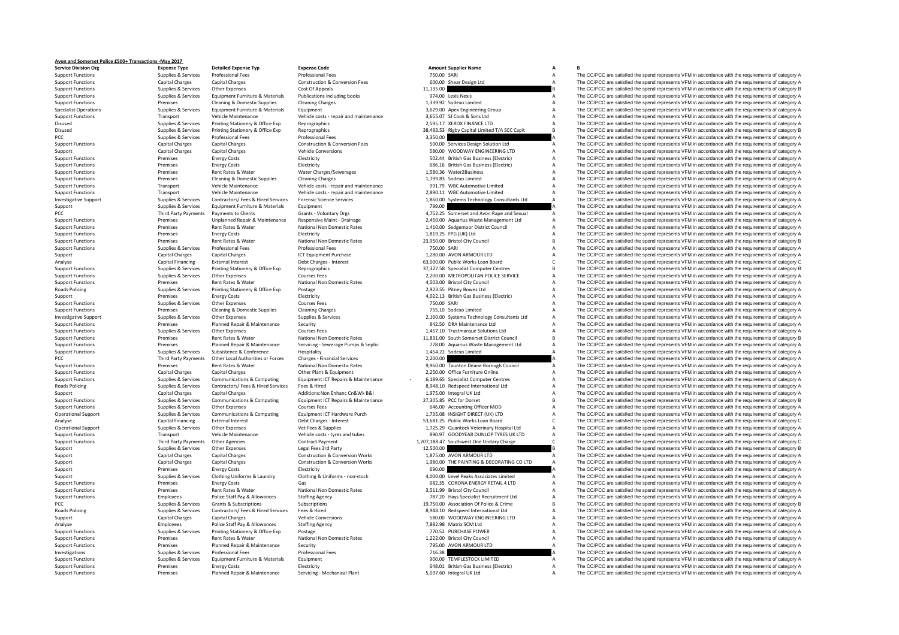**Avon and Somerset Police £500+ Transactions -May 2017**

| Service Division Org | Expense Type | Detailed Expense Typ | Expense Code | Amount | Supplier Name | A | B |
|---|---|---|---|---|---|---|---|
| Support Functions | Supplies & Services | Professional Fees | Professional Fees | 750.00 | SARI | A | The CC/PCC are satisfied the spend represents VFM in accordance with the requirements of category A |
| Support Functions | Capital Charges | Capital Charges | Construction & Conversion Fees | 600.00 | Shear Design Ltd | A | The CC/PCC are satisfied the spend represents VFM in accordance with the requirements of category A |
| Support Functions | Supplies & Services | Other Expenses | Cost Of Appeals | 11,135.00 | | B | The CC/PCC are satisfied the spend represents VFM in accordance with the requirements of category B |
| Support Functions | Supplies & Services | Equipment Furniture & Materials | Publications including books | 974.00 | Lexis Nexis | A | The CC/PCC are satisfied the spend represents VFM in accordance with the requirements of category A |
| Support Functions | Premises | Cleaning & Domestic Supplies | Cleaning Charges | 1,339.92 | Sodexo Limited | A | The CC/PCC are satisfied the spend represents VFM in accordance with the requirements of category A |
| Specialist Operations | Supplies & Services | Equipment Furniture & Materials | Equipment | 3,629.00 | Apex Engineering Group | A | The CC/PCC are satisfied the spend represents VFM in accordance with the requirements of category A |
| Support Functions | Transport | Vehicle Maintenance | Vehicle costs - repair and maintenance | 3,655.07 | SJ Cook & Sons Ltd | A | The CC/PCC are satisfied the spend represents VFM in accordance with the requirements of category A |
| Disused | Supplies & Services | Printing Stationery & Office Exp | Reprographics | 2,595.17 | XEROX FINANCE LTD | A | The CC/PCC are satisfied the spend represents VFM in accordance with the requirements of category A |
| Disused | Supplies & Services | Printing Stationery & Office Exp | Reprographics | 38,493.53 | Rigby Capital Limited T/A SCC Capit | B | The CC/PCC are satisfied the spend represents VFM in accordance with the requirements of category B |
| PCC | Supplies & Services | Professional Fees | Professional Fees | 3,350.00 | | A | The CC/PCC are satisfied the spend represents VFM in accordance with the requirements of category A |
| Support Functions | Capital Charges | Capital Charges | Construction & Conversion Fees | 500.00 | Services Design Solution Ltd | A | The CC/PCC are satisfied the spend represents VFM in accordance with the requirements of category A |
| Support | Capital Charges | Capital Charges | Vehicle Conversions | 580.00 | WOODWAY ENGINEERING LTD | A | The CC/PCC are satisfied the spend represents VFM in accordance with the requirements of category A |
| Support Functions | Premises | Energy Costs | Electricity | 502.44 | British Gas Business (Electric) | A | The CC/PCC are satisfied the spend represents VFM in accordance with the requirements of category A |
| Support Functions | Premises | Energy Costs | Electricity | 686.16 | British Gas Business (Electric) | A | The CC/PCC are satisfied the spend represents VFM in accordance with the requirements of category A |
| Support Functions | Premises | Rent Rates & Water | Water Charges/Sewerages | 1,580.36 | Water2Business | A | The CC/PCC are satisfied the spend represents VFM in accordance with the requirements of category A |
| Support Functions | Premises | Cleaning & Domestic Supplies | Cleaning Charges | 1,799.83 | Sodexo Limited | A | The CC/PCC are satisfied the spend represents VFM in accordance with the requirements of category A |
| Support Functions | Transport | Vehicle Maintenance | Vehicle costs - repair and maintenance | 991.79 | WBC Automotive Limited | A | The CC/PCC are satisfied the spend represents VFM in accordance with the requirements of category A |
| Support Functions | Transport | Vehicle Maintenance | Vehicle costs - repair and maintenance | 2,890.11 | WBC Automotive Limited | A | The CC/PCC are satisfied the spend represents VFM in accordance with the requirements of category A |
| Investigative Support | Supplies & Services | Contractors/ Fees & Hired Services | Forensic Science Services | 1,860.00 | Systems Technology Consultants Ltd | A | The CC/PCC are satisfied the spend represents VFM in accordance with the requirements of category A |
| Support | Supplies & Services | Equipment Furniture & Materials | Equipment | 799.00 | | A | The CC/PCC are satisfied the spend represents VFM in accordance with the requirements of category A |
| PCC | Third Party Payments | Payments to Clients | Grants - Voluntary Orgs | 4,752.25 | Somerset and Avon Rape and Sexual | A | The CC/PCC are satisfied the spend represents VFM in accordance with the requirements of category A |
| Support Functions | Premises | Unplanned Repair & Maintenance | Responsive Maint - Drainage | 2,450.00 | Aquarius Waste Management Ltd | A | The CC/PCC are satisfied the spend represents VFM in accordance with the requirements of category A |
| Support Functions | Premises | Rent Rates & Water | National Non Domestic Rates | 1,410.00 | Sedgemoor District Council | A | The CC/PCC are satisfied the spend represents VFM in accordance with the requirements of category A |
| Support Functions | Premises | Energy Costs | Electricity | 1,819.25 | FPG (UK) Ltd | A | The CC/PCC are satisfied the spend represents VFM in accordance with the requirements of category A |
| Support Functions | Premises | Rent Rates & Water | National Non Domestic Rates | 23,950.00 | Bristol City Council | B | The CC/PCC are satisfied the spend represents VFM in accordance with the requirements of category B |
| Support Functions | Supplies & Services | Professional Fees | Professional Fees | 750.00 | SARI | A | The CC/PCC are satisfied the spend represents VFM in accordance with the requirements of category A |
| Support | Capital Charges | Capital Charges | ICT Equipment Purchase | 1,280.00 | AVON ARMOUR LTD | A | The CC/PCC are satisfied the spend represents VFM in accordance with the requirements of category A |
| Analyse | Capital Financing | External Interest | Debt Charges - Interest | 63,000.00 | Public Works Loan Board | C | The CC/PCC are satisfied the spend represents VFM in accordance with the requirements of category C |
| Support Functions | Supplies & Services | Printing Stationery & Office Exp | Reprographics | 37,327.58 | Specialist Computer Centres | B | The CC/PCC are satisfied the spend represents VFM in accordance with the requirements of category B |
| Support Functions | Supplies & Services | Other Expenses | Courses Fees | 2,200.00 | METROPOLITAN POLICE SERVICE | A | The CC/PCC are satisfied the spend represents VFM in accordance with the requirements of category A |
| Support Functions | Premises | Rent Rates & Water | National Non Domestic Rates | 4,503.00 | Bristol City Council | A | The CC/PCC are satisfied the spend represents VFM in accordance with the requirements of category A |
| Roads Policing | Supplies & Services | Printing Stationery & Office Exp | Postage | 2,923.55 | Pitney Bowes Ltd | A | The CC/PCC are satisfied the spend represents VFM in accordance with the requirements of category A |
| Support | Premises | Energy Costs | Electricity | 4,022.13 | British Gas Business (Electric) | A | The CC/PCC are satisfied the spend represents VFM in accordance with the requirements of category A |
| Support Functions | Supplies & Services | Other Expenses | Courses Fees | 750.00 | SARI | A | The CC/PCC are satisfied the spend represents VFM in accordance with the requirements of category A |
| Support Functions | Premises | Cleaning & Domestic Supplies | Cleaning Charges | 755.10 | Sodexo Limited | A | The CC/PCC are satisfied the spend represents VFM in accordance with the requirements of category A |
| Investigative Support | Supplies & Services | Other Expenses | Supplies & Services | 2,160.00 | Systems Technology Consultants Ltd | A | The CC/PCC are satisfied the spend represents VFM in accordance with the requirements of category A |
| Support Functions | Premises | Planned Repair & Maintenance | Security | 842.50 | DRA Maintenance Ltd | A | The CC/PCC are satisfied the spend represents VFM in accordance with the requirements of category A |
| Support Functions | Supplies & Services | Other Expenses | Courses Fees | 1,457.10 | Trustmarque Solutions Ltd | A | The CC/PCC are satisfied the spend represents VFM in accordance with the requirements of category A |
| Support Functions | Premises | Rent Rates & Water | National Non Domestic Rates | 11,831.00 | South Somerset District Council | B | The CC/PCC are satisfied the spend represents VFM in accordance with the requirements of category B |
| Support Functions | Premises | Planned Repair & Maintenance | Servicing - Sewerage Pumps & Septic | 778.00 | Aquarius Waste Management Ltd | A | The CC/PCC are satisfied the spend represents VFM in accordance with the requirements of category A |
| Support Functions | Supplies & Services | Subsistence & Conference | Hospitality | 1,454.22 | Sodexo Limited | A | The CC/PCC are satisfied the spend represents VFM in accordance with the requirements of category A |
| PCC | Third Party Payments | Other Local Authorities or Forces | Charges - Financial Services | 2,200.00 | | A | The CC/PCC are satisfied the spend represents VFM in accordance with the requirements of category A |
| Support Functions | Premises | Rent Rates & Water | National Non Domestic Rates | 9,960.00 | Taunton Deane Borough Council | A | The CC/PCC are satisfied the spend represents VFM in accordance with the requirements of category A |
| Support Functions | Capital Charges | Capital Charges | Other Plant & Equipment | 2,250.00 | Office Furniture Online | A | The CC/PCC are satisfied the spend represents VFM in accordance with the requirements of category A |
| Support Functions | Supplies & Services | Communications & Computing | Equipment ICT Repairs & Maintenance | - 6,189.65 | Specialist Computer Centres | A | The CC/PCC are satisfied the spend represents VFM in accordance with the requirements of category A |
| Roads Policing | Supplies & Services | Contractors/ Fees & Hired Services | Fees & Hired | 8,948.10 | Redspeed International Ltd | A | The CC/PCC are satisfied the spend represents VFM in accordance with the requirements of category A |
| Support | Capital Charges | Capital Charges | Additions:Non Enhanc Cn&Wk B&I | 1,975.00 | Integral UK Ltd | A | The CC/PCC are satisfied the spend represents VFM in accordance with the requirements of category A |
| Support Functions | Supplies & Services | Communications & Computing | Equipment ICT Repairs & Maintenance | 27,305.85 | PCC for Dorset | B | The CC/PCC are satisfied the spend represents VFM in accordance with the requirements of category B |
| Support Functions | Supplies & Services | Other Expenses | Courses Fees | 646.00 | Accounting Officer MOD | A | The CC/PCC are satisfied the spend represents VFM in accordance with the requirements of category A |
| Operational Support | Supplies & Services | Communications & Computing | Equipment ICT Hardware Purch | 1,735.08 | INSIGHT DIRECT (UK) LTD | A | The CC/PCC are satisfied the spend represents VFM in accordance with the requirements of category A |
| Analyse | Capital Financing | External Interest | Debt Charges - Interest | 53,681.25 | Public Works Loan Board | C | The CC/PCC are satisfied the spend represents VFM in accordance with the requirements of category C |
| Operational Support | Supplies & Services | Other Expenses | Vet Fees & Supplies | 1,725.29 | Quantock Veterinary Hospital Ltd | A | The CC/PCC are satisfied the spend represents VFM in accordance with the requirements of category A |
| Support Functions | Transport | Vehicle Maintenance | Vehicle costs - tyres and tubes | 890.97 | GOODYEAR DUNLOP TYRES UK LTD | A | The CC/PCC are satisfied the spend represents VFM in accordance with the requirements of category A |
| Support Functions | Third Party Payments | Other Agencies | Contract Payment | 1,207,188.47 | Southwest One Unitary Charge | C | The CC/PCC are satisfied the spend represents VFM in accordance with the requirements of category C |
| Support | Supplies & Services | Other Expenses | Legal Fees 3rd Party | 12,500.00 | | B | The CC/PCC are satisfied the spend represents VFM in accordance with the requirements of category B |
| Support | Capital Charges | Capital Charges | Construction & Conversion Works | 1,875.00 | AVON ARMOUR LTD | A | The CC/PCC are satisfied the spend represents VFM in accordance with the requirements of category A |
| Support | Capital Charges | Capital Charges | Construction & Conversion Works | 1,980.00 | THE PAINTING & DECORATING CO LTD | A | The CC/PCC are satisfied the spend represents VFM in accordance with the requirements of category A |
| Support | Premises | Energy Costs | Electricity | 690.00 | | A | The CC/PCC are satisfied the spend represents VFM in accordance with the requirements of category A |
| Support | Supplies & Services | Clothing Uniforms & Laundry | Clothing & Uniforms - non-stock | 4,000.00 | Level Peaks Associates Limited | A | The CC/PCC are satisfied the spend represents VFM in accordance with the requirements of category A |
| Support Functions | Premises | Energy Costs | Gas | 682.35 | CORONA ENERGY RETAIL 4 LTD | A | The CC/PCC are satisfied the spend represents VFM in accordance with the requirements of category A |
| Support Functions | Premises | Rent Rates & Water | National Non Domestic Rates | 3,511.99 | Bristol City Council | A | The CC/PCC are satisfied the spend represents VFM in accordance with the requirements of category A |
| Support Functions | Employees | Police Staff Pay & Allowances | Staffing Agency | 787.20 | Hays Specialist Recruitment Ltd | A | The CC/PCC are satisfied the spend represents VFM in accordance with the requirements of category A |
| PCC | Supplies & Services | Grants & Subscriptions | Subscriptions | 19,750.00 | Association Of Police & Crime | B | The CC/PCC are satisfied the spend represents VFM in accordance with the requirements of category B |
| Roads Policing | Supplies & Services | Contractors/ Fees & Hired Services | Fees & Hired | 8,948.10 | Redspeed International Ltd | A | The CC/PCC are satisfied the spend represents VFM in accordance with the requirements of category A |
| Support | Capital Charges | Capital Charges | Vehicle Conversions | 580.00 | WOODWAY ENGINEERING LTD | A | The CC/PCC are satisfied the spend represents VFM in accordance with the requirements of category A |
| Analyse | Employees | Police Staff Pay & Allowances | Staffing Agency | 7,882.98 | Matrix SCM Ltd | A | The CC/PCC are satisfied the spend represents VFM in accordance with the requirements of category A |
| Support Functions | Supplies & Services | Printing Stationery & Office Exp | Postage | 770.52 | PURCHASE POWER | A | The CC/PCC are satisfied the spend represents VFM in accordance with the requirements of category A |
| Support Functions | Premises | Rent Rates & Water | National Non Domestic Rates | 1,222.00 | Bristol City Council | A | The CC/PCC are satisfied the spend represents VFM in accordance with the requirements of category A |
| Support Functions | Premises | Planned Repair & Maintenance | Security | 795.00 | AVON ARMOUR LTD | A | The CC/PCC are satisfied the spend represents VFM in accordance with the requirements of category A |
| Investigations | Supplies & Services | Professional Fees | Professional Fees | 716.38 | | A | The CC/PCC are satisfied the spend represents VFM in accordance with the requirements of category A |
| Support Functions | Supplies & Services | Equipment Furniture & Materials | Equipment | 900.00 | TEMPLESTOCK LIMITED | A | The CC/PCC are satisfied the spend represents VFM in accordance with the requirements of category A |
| Support Functions | Premises | Energy Costs | Electricity | 648.01 | British Gas Business (Electric) | A | The CC/PCC are satisfied the spend represents VFM in accordance with the requirements of category A |
| Support Functions | Premises | Planned Repair & Maintenance | Servicing - Mechanical Plant | 5,037.60 | Integral UK Ltd | A | The CC/PCC are satisfied the spend represents VFM in accordance with the requirements of category A |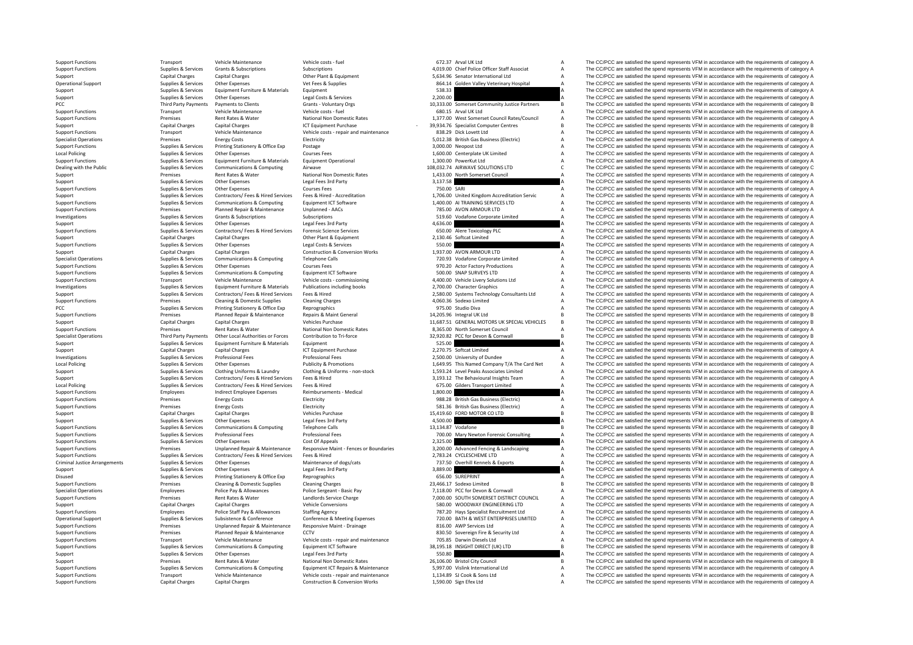| | | | | | | | |
|---|---|---|---|---|---|---|---|
| Support Functions | Transport | Vehicle Maintenance | Vehicle costs ‐ fuel | 672.37 | Arval UK Ltd | A | The CC/PCC are satisfied the spend represents VFM in accordance with the requirements of category A |
| Support Functions | Supplies & Services | Grants & Subscriptions | Subscriptions | 4,019.00 | Chief Police Officer Staff Associat | A | The CC/PCC are satisfied the spend represents VFM in accordance with the requirements of category A |
| Support | Capital Charges | Capital Charges | Other Plant & Equipment | 5,634.96 | Senator International Ltd | A | The CC/PCC are satisfied the spend represents VFM in accordance with the requirements of category A |
| Operational Support | Supplies & Services | Other Expenses | Vet Fees & Supplies | 864.14 | Golden Valley Veterinary Hospital | A | The CC/PCC are satisfied the spend represents VFM in accordance with the requirements of category A |
| Support | Supplies & Services | Equipment Furniture & Materials | Equipment | 538.33 | | A | The CC/PCC are satisfied the spend represents VFM in accordance with the requirements of category A |
| Support | Supplies & Services | Other Expenses | Legal Costs & Services | 2,200.00 | | A | The CC/PCC are satisfied the spend represents VFM in accordance with the requirements of category A |
| PCC | Third Party Payments | Payments to Clients | Grants ‐ Voluntary Orgs | 10,333.00 | Somerset Community Justice Partners | B | The CC/PCC are satisfied the spend represents VFM in accordance with the requirements of category B |
| Support Functions | Transport | Vehicle Maintenance | Vehicle costs ‐ fuel | 680.15 | Arval UK Ltd | A | The CC/PCC are satisfied the spend represents VFM in accordance with the requirements of category A |
| Support Functions | Premises | Rent Rates & Water | National Non Domestic Rates | 1,377.00 | West Somerset Council Rates/Council | A | The CC/PCC are satisfied the spend represents VFM in accordance with the requirements of category A |
| Support | Capital Charges | Capital Charges | ICT Equipment Purchase | ‐ 39,934.76 | Specialist Computer Centres | B | The CC/PCC are satisfied the spend represents VFM in accordance with the requirements of category B |
| Support Functions | Transport | Vehicle Maintenance | Vehicle costs ‐ repair and maintenance | 838.29 | Dick Lovett Ltd | A | The CC/PCC are satisfied the spend represents VFM in accordance with the requirements of category A |
| Specialist Operations | Premises | Energy Costs | Electricity | 5,012.38 | British Gas Business (Electric) | A | The CC/PCC are satisfied the spend represents VFM in accordance with the requirements of category A |
| Support Functions | Supplies & Services | Printing Stationery & Office Exp | Postage | 3,000.00 | Neopost Ltd | A | The CC/PCC are satisfied the spend represents VFM in accordance with the requirements of category A |
| Local Policing | Supplies & Services | Other Expenses | Courses Fees | 1,600.00 | Centerplate UK Limited | A | The CC/PCC are satisfied the spend represents VFM in accordance with the requirements of category A |
| Support Functions | Supplies & Services | Equipment Furniture & Materials | Equipment Operational | 1,300.00 | PowerKut Ltd | A | The CC/PCC are satisfied the spend represents VFM in accordance with the requirements of category A |
| Dealing with the Public | Supplies & Services | Communications & Computing | Airwave | 108,032.74 | AIRWAVE SOLUTIONS LTD | C | The CC/PCC are satisfied the spend represents VFM in accordance with the requirements of category C |
| Support | Premises | Rent Rates & Water | National Non Domestic Rates | 1,433.00 | North Somerset Council | A | The CC/PCC are satisfied the spend represents VFM in accordance with the requirements of category A |
| Support | Supplies & Services | Other Expenses | Legal Fees 3rd Party | 3,137.58 | | A | The CC/PCC are satisfied the spend represents VFM in accordance with the requirements of category A |
| Support Functions | Supplies & Services | Other Expenses | Courses Fees | 750.00 | SARI | A | The CC/PCC are satisfied the spend represents VFM in accordance with the requirements of category A |
| Support | Supplies & Services | Contractors/ Fees & Hired Services | Fees & Hired ‐ Accreditation | 1,706.00 | United Kingdom Accreditation Servic | A | The CC/PCC are satisfied the spend represents VFM in accordance with the requirements of category A |
| Support Functions | Supplies & Services | Communications & Computing | Equipment ICT Software | 1,400.00 | AI TRAINING SERVICES LTD | A | The CC/PCC are satisfied the spend represents VFM in accordance with the requirements of category A |
| Support Functions | Premises | Planned Repair & Maintenance | Unplanned ‐ AACs | 785.00 | AVON ARMOUR LTD | A | The CC/PCC are satisfied the spend represents VFM in accordance with the requirements of category A |
| Investigations | Supplies & Services | Grants & Subscriptions | Subscriptions | 519.60 | Vodafone Corporate Limited | A | The CC/PCC are satisfied the spend represents VFM in accordance with the requirements of category A |
| Support | Supplies & Services | Other Expenses | Legal Fees 3rd Party | 4,636.00 | | A | The CC/PCC are satisfied the spend represents VFM in accordance with the requirements of category A |
| Support Functions | Supplies & Services | Contractors/ Fees & Hired Services | Forensic Science Services | 650.00 | Alere Toxicology PLC | A | The CC/PCC are satisfied the spend represents VFM in accordance with the requirements of category A |
| Support | Capital Charges | Capital Charges | Other Plant & Equipment | 2,130.46 | Softcat Limited | A | The CC/PCC are satisfied the spend represents VFM in accordance with the requirements of category A |
| Support Functions | Supplies & Services | Other Expenses | Legal Costs & Services | 550.00 | | A | The CC/PCC are satisfied the spend represents VFM in accordance with the requirements of category A |
| Support | Capital Charges | Capital Charges | Construction & Conversion Works | 1,937.00 | AVON ARMOUR LTD | A | The CC/PCC are satisfied the spend represents VFM in accordance with the requirements of category A |
| Specialist Operations | Supplies & Services | Communications & Computing | Telephone Calls | 720.93 | Vodafone Corporate Limited | A | The CC/PCC are satisfied the spend represents VFM in accordance with the requirements of category A |
| Support Functions | Supplies & Services | Other Expenses | Courses Fees | 970.20 | Actor Factory Productions | A | The CC/PCC are satisfied the spend represents VFM in accordance with the requirements of category A |
| Support Functions | Supplies & Services | Communications & Computing | Equipment ICT Software | 500.00 | SNAP SURVEYS LTD | A | The CC/PCC are satisfied the spend represents VFM in accordance with the requirements of category A |
| Support Functions | Transport | Vehicle Maintenance | Vehicle costs ‐ commissioning | 4,400.00 | Vehicle Livery Solutions Ltd | A | The CC/PCC are satisfied the spend represents VFM in accordance with the requirements of category A |
| Investigations | Supplies & Services | Equipment Furniture & Materials | Publications including books | 2,700.00 | Character Graphics | A | The CC/PCC are satisfied the spend represents VFM in accordance with the requirements of category A |
| Support | Supplies & Services | Contractors/ Fees & Hired Services | Fees & Hired | 2,580.00 | Systems Technology Consultants Ltd | A | The CC/PCC are satisfied the spend represents VFM in accordance with the requirements of category A |
| Support Functions | Premises | Cleaning & Domestic Supplies | Cleaning Charges | 4,060.36 | Sodexo Limited | A | The CC/PCC are satisfied the spend represents VFM in accordance with the requirements of category A |
| PCC | Supplies & Services | Printing Stationery & Office Exp | Reprographics | 975.00 | Studio Diva | A | The CC/PCC are satisfied the spend represents VFM in accordance with the requirements of category A |
| Support Functions | Premises | Planned Repair & Maintenance | Repairs & Maint General | 14,205.96 | Integral UK Ltd | B | The CC/PCC are satisfied the spend represents VFM in accordance with the requirements of category B |
| Support | Capital Charges | Capital Charges | Vehicles Purchase | 11,687.51 | GENERAL MOTORS UK SPECIAL VEHICLES | B | The CC/PCC are satisfied the spend represents VFM in accordance with the requirements of category B |
| Support Functions | Premises | Rent Rates & Water | National Non Domestic Rates | 8,365.00 | North Somerset Council | A | The CC/PCC are satisfied the spend represents VFM in accordance with the requirements of category A |
| Specialist Operations | Third Party Payments | Other Local Authorities or Forces | Contribution to Tri‐force | 32,920.82 | PCC for Devon & Cornwall | B | The CC/PCC are satisfied the spend represents VFM in accordance with the requirements of category B |
| Support | Supplies & Services | Equipment Furniture & Materials | Equipment | 525.00 | | A | The CC/PCC are satisfied the spend represents VFM in accordance with the requirements of category A |
| Support | Capital Charges | Capital Charges | ICT Equipment Purchase | 2,270.75 | Softcat Limited | A | The CC/PCC are satisfied the spend represents VFM in accordance with the requirements of category A |
| Investigations | Supplies & Services | Professional Fees | Professional Fees | 2,500.00 | University of Dundee | A | The CC/PCC are satisfied the spend represents VFM in accordance with the requirements of category A |
| Local Policing | Supplies & Services | Other Expenses | Publicity & Promotions | 1,649.95 | This Named Company T/A The Card Net | A | The CC/PCC are satisfied the spend represents VFM in accordance with the requirements of category A |
| Support | Supplies & Services | Clothing Uniforms & Laundry | Clothing & Uniforms ‐ non‐stock | 1,593.24 | Level Peaks Associates Limited | A | The CC/PCC are satisfied the spend represents VFM in accordance with the requirements of category A |
| Support | Supplies & Services | Contractors/ Fees & Hired Services | Fees & Hired | 3,193.12 | The Behavioural Insights Team | A | The CC/PCC are satisfied the spend represents VFM in accordance with the requirements of category A |
| Local Policing | Supplies & Services | Contractors/ Fees & Hired Services | Fees & Hired | 675.00 | Gilders Transport Limited | A | The CC/PCC are satisfied the spend represents VFM in accordance with the requirements of category A |
| Support Functions | Employees | Indirect Employee Expenses | Reimbursements ‐ Medical | 1,800.00 | | A | The CC/PCC are satisfied the spend represents VFM in accordance with the requirements of category A |
| Support Functions | Premises | Energy Costs | Electricity | 988.28 | British Gas Business (Electric) | A | The CC/PCC are satisfied the spend represents VFM in accordance with the requirements of category A |
| Support Functions | Premises | Energy Costs | Electricity | 581.36 | British Gas Business (Electric) | A | The CC/PCC are satisfied the spend represents VFM in accordance with the requirements of category A |
| Support | Capital Charges | Capital Charges | Vehicles Purchase | 15,419.60 | FORD MOTOR CO LTD | B | The CC/PCC are satisfied the spend represents VFM in accordance with the requirements of category B |
| Support | Supplies & Services | Other Expenses | Legal Fees 3rd Party | 4,500.00 | | A | The CC/PCC are satisfied the spend represents VFM in accordance with the requirements of category A |
| Support Functions | Supplies & Services | Communications & Computing | Telephone Calls | 13,134.87 | Vodafone | B | The CC/PCC are satisfied the spend represents VFM in accordance with the requirements of category B |
| Support Functions | Supplies & Services | Professional Fees | Professional Fees | 700.00 | Mary Newton Forensic Consulting | A | The CC/PCC are satisfied the spend represents VFM in accordance with the requirements of category A |
| Support Functions | Supplies & Services | Other Expenses | Cost Of Appeals | 2,325.00 | | A | The CC/PCC are satisfied the spend represents VFM in accordance with the requirements of category A |
| Support Functions | Premises | Unplanned Repair & Maintenance | Responsive Maint ‐ Fences or Boundaries | 3,200.00 | Advanced Fencing & Landscaping | A | The CC/PCC are satisfied the spend represents VFM in accordance with the requirements of category A |
| Support Functions | Supplies & Services | Contractors/ Fees & Hired Services | Fees & Hired | 2,783.24 | CYCLESCHEME LTD | A | The CC/PCC are satisfied the spend represents VFM in accordance with the requirements of category A |
| Criminal Justice Arrangements | Supplies & Services | Other Expenses | Maintenance of dogs/cats | 737.50 | Overhill Kennels & Exports | A | The CC/PCC are satisfied the spend represents VFM in accordance with the requirements of category A |
| Support | Supplies & Services | Other Expenses | Legal Fees 3rd Party | 3,889.00 | | A | The CC/PCC are satisfied the spend represents VFM in accordance with the requirements of category A |
| Disused | Supplies & Services | Printing Stationery & Office Exp | Reprographics | 656.00 | SUREPRINT | A | The CC/PCC are satisfied the spend represents VFM in accordance with the requirements of category A |
| Support Functions | Premises | Cleaning & Domestic Supplies | Cleaning Charges | 23,466.17 | Sodexo Limited | B | The CC/PCC are satisfied the spend represents VFM in accordance with the requirements of category B |
| Specialist Operations | Employees | Police Pay & Allowances | Police Sergeant ‐ Basic Pay | 7,118.00 | PCC for Devon & Cornwall | A | The CC/PCC are satisfied the spend represents VFM in accordance with the requirements of category A |
| Support Functions | Premises | Rent Rates & Water | Landlords Service Charge | 7,000.00 | SOUTH SOMERSET DISTRICT COUNCIL | A | The CC/PCC are satisfied the spend represents VFM in accordance with the requirements of category A |
| Support | Capital Charges | Capital Charges | Vehicle Conversions | 580.00 | WOODWAY ENGINEERING LTD | A | The CC/PCC are satisfied the spend represents VFM in accordance with the requirements of category A |
| Support Functions | Employees | Police Staff Pay & Allowances | Staffing Agency | 787.20 | Hays Specialist Recruitment Ltd | A | The CC/PCC are satisfied the spend represents VFM in accordance with the requirements of category A |
| Operational Support | Supplies & Services | Subsistence & Conference | Conference & Meeting Expenses | 720.00 | BATH & WEST ENTERPRISES LIMITED | A | The CC/PCC are satisfied the spend represents VFM in accordance with the requirements of category A |
| Support Functions | Premises | Unplanned Repair & Maintenance | Responsive Maint ‐ Drainage | 816.00 | AWP Services Ltd | A | The CC/PCC are satisfied the spend represents VFM in accordance with the requirements of category A |
| Support Functions | Premises | Planned Repair & Maintenance | CCTV | 830.50 | Sovereign Fire & Security Ltd | A | The CC/PCC are satisfied the spend represents VFM in accordance with the requirements of category A |
| Support Functions | Transport | Vehicle Maintenance | Vehicle costs ‐ repair and maintenance | 705.85 | Darwin Diesels Ltd | A | The CC/PCC are satisfied the spend represents VFM in accordance with the requirements of category A |
| Support Functions | Supplies & Services | Communications & Computing | Equipment ICT Software | 38,195.18 | INSIGHT DIRECT (UK) LTD | B | The CC/PCC are satisfied the spend represents VFM in accordance with the requirements of category B |
| Support | Supplies & Services | Other Expenses | Legal Fees 3rd Party | 550.80 | | A | The CC/PCC are satisfied the spend represents VFM in accordance with the requirements of category A |
| Support | Premises | Rent Rates & Water | National Non Domestic Rates | 26,106.00 | Bristol City Council | B | The CC/PCC are satisfied the spend represents VFM in accordance with the requirements of category B |
| Support Functions | Supplies & Services | Communications & Computing | Equipment ICT Repairs & Maintenance | 5,997.00 | Vislink International Ltd | A | The CC/PCC are satisfied the spend represents VFM in accordance with the requirements of category A |
| Support Functions | Transport | Vehicle Maintenance | Vehicle costs ‐ repair and maintenance | 1,134.89 | SJ Cook & Sons Ltd | A | The CC/PCC are satisfied the spend represents VFM in accordance with the requirements of category A |
| Support Functions | Capital Charges | Capital Charges | Construction & Conversion Works | 1,590.00 | Sign Efex Ltd | A | The CC/PCC are satisfied the spend represents VFM in accordance with the requirements of category A |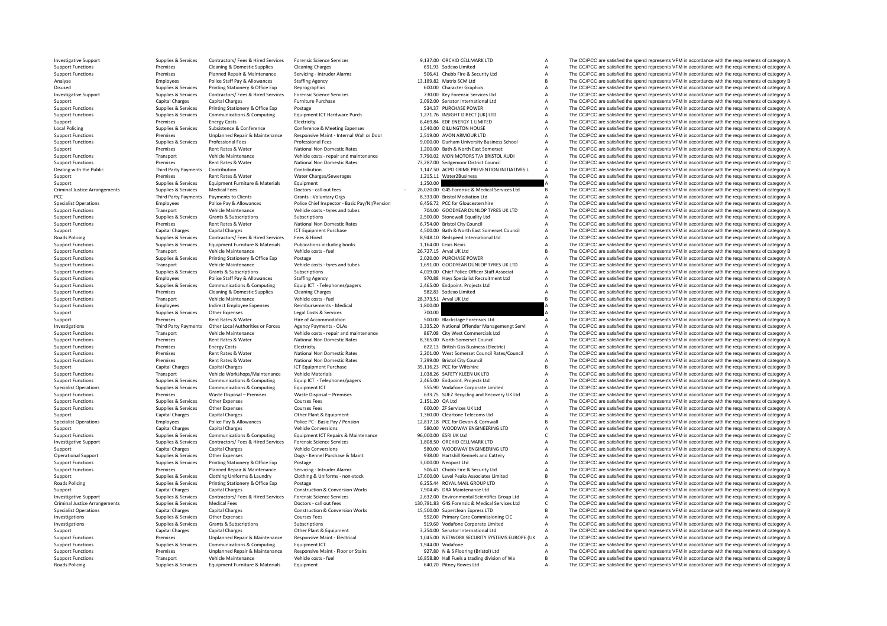| | | | | | | | |
|---|---|---|---|---|---|---|---|
| Investigative Support | Supplies & Services | Contractors/ Fees & Hired Services | Forensic Science Services | 9,137.00 | ORCHID CELLMARK LTD | A | The CC/PCC are satisfied the spend represents VFM in accordance with the requirements of category A |
| Support Functions | Premises | Cleaning & Domestic Supplies | Cleaning Charges | 691.93 | Sodexo Limited | A | The CC/PCC are satisfied the spend represents VFM in accordance with the requirements of category A |
| Support Functions | Premises | Planned Repair & Maintenance | Servicing - Intruder Alarms | 506.41 | Chubb Fire & Security Ltd | A | The CC/PCC are satisfied the spend represents VFM in accordance with the requirements of category A |
| Analyse | Employees | Police Staff Pay & Allowances | Staffing Agency | 13,189.82 | Matrix SCM Ltd | B | The CC/PCC are satisfied the spend represents VFM in accordance with the requirements of category B |
| Disused | Supplies & Services | Printing Stationery & Office Exp | Reprographics | 600.00 | Character Graphics | A | The CC/PCC are satisfied the spend represents VFM in accordance with the requirements of category A |
| Investigative Support | Supplies & Services | Contractors/ Fees & Hired Services | Forensic Science Services | 730.00 | Key Forensic Services Ltd | A | The CC/PCC are satisfied the spend represents VFM in accordance with the requirements of category A |
| Support | Capital Charges | Capital Charges | Furniture Purchase | 2,092.00 | Senator International Ltd | A | The CC/PCC are satisfied the spend represents VFM in accordance with the requirements of category A |
| Support Functions | Supplies & Services | Printing Stationery & Office Exp | Postage | 534.37 | PURCHASE POWER | A | The CC/PCC are satisfied the spend represents VFM in accordance with the requirements of category A |
| Support Functions | Supplies & Services | Communications & Computing | Equipment ICT Hardware Purch | 1,271.76 | INSIGHT DIRECT (UK) LTD | A | The CC/PCC are satisfied the spend represents VFM in accordance with the requirements of category A |
| Support | Premises | Energy Costs | Electricity | 6,469.84 | EDF ENERGY 1 LIMITED | A | The CC/PCC are satisfied the spend represents VFM in accordance with the requirements of category A |
| Local Policing | Supplies & Services | Subsistence & Conference | Conference & Meeting Expenses | 1,540.00 | DILLINGTON HOUSE | A | The CC/PCC are satisfied the spend represents VFM in accordance with the requirements of category A |
| Support Functions | Premises | Unplanned Repair & Maintenance | Responsive Maint - Internal Wall or Door | 2,519.00 | AVON ARMOUR LTD | A | The CC/PCC are satisfied the spend represents VFM in accordance with the requirements of category A |
| Support Functions | Supplies & Services | Professional Fees | Professional Fees | 9,000.00 | Durham University Business School | A | The CC/PCC are satisfied the spend represents VFM in accordance with the requirements of category A |
| Support | Premises | Rent Rates & Water | National Non Domestic Rates | 1,200.00 | Bath & North East Somerset | A | The CC/PCC are satisfied the spend represents VFM in accordance with the requirements of category A |
| Support Functions | Transport | Vehicle Maintenance | Vehicle costs - repair and maintenance | 7,790.02 | MON MOTORS T/A BRISTOL AUDI | A | The CC/PCC are satisfied the spend represents VFM in accordance with the requirements of category A |
| Support Functions | Premises | Rent Rates & Water | National Non Domestic Rates | 73,287.00 | Sedgemoor District Council | C | The CC/PCC are satisfied the spend represents VFM in accordance with the requirements of category C |
| Dealing with the Public | Third Party Payments | Contribution | Contribution | 1,147.50 | ACPO CRIME PREVENTION INITIATIVES L | A | The CC/PCC are satisfied the spend represents VFM in accordance with the requirements of category A |
| Support | Premises | Rent Rates & Water | Water Charges/Sewerages | 1,215.11 | Water2Business | A | The CC/PCC are satisfied the spend represents VFM in accordance with the requirements of category A |
| Support | Supplies & Services | Equipment Furniture & Materials | Equipment | 1,250.00 | | A | The CC/PCC are satisfied the spend represents VFM in accordance with the requirements of category A |
| Criminal Justice Arrangements | Supplies & Services | Medical Fees | Doctors - call out fees | - 26,020.00 | G4S Forensic & Medical Services Ltd | B | The CC/PCC are satisfied the spend represents VFM in accordance with the requirements of category B |
| PCC | Third Party Payments | Payments to Clients | Grants - Voluntary Orgs | 8,333.00 | Bristol Mediation Ltd | A | The CC/PCC are satisfied the spend represents VFM in accordance with the requirements of category A |
| Specialist Operations | Employees | Police Pay & Allowances | Police Chief Inspector - Basic Pay/NI/Pension | 6,456.72 | PCC for Gloucestershire | A | The CC/PCC are satisfied the spend represents VFM in accordance with the requirements of category A |
| Support Functions | Transport | Vehicle Maintenance | Vehicle costs - tyres and tubes | 704.00 | GOODYEAR DUNLOP TYRES UK LTD | A | The CC/PCC are satisfied the spend represents VFM in accordance with the requirements of category A |
| Support Functions | Supplies & Services | Grants & Subscriptions | Subscriptions | 2,500.00 | Stonewall Equality Ltd | A | The CC/PCC are satisfied the spend represents VFM in accordance with the requirements of category A |
| Support Functions | Premises | Rent Rates & Water | National Non Domestic Rates | 6,754.00 | Bristol City Council | A | The CC/PCC are satisfied the spend represents VFM in accordance with the requirements of category A |
| Support | Capital Charges | Capital Charges | ICT Equipment Purchase | 4,500.00 | Bath & North East Somerset Council | A | The CC/PCC are satisfied the spend represents VFM in accordance with the requirements of category A |
| Roads Policing | Supplies & Services | Contractors/ Fees & Hired Services | Fees & Hired | 8,948.10 | Redspeed International Ltd | A | The CC/PCC are satisfied the spend represents VFM in accordance with the requirements of category A |
| Support Functions | Supplies & Services | Equipment Furniture & Materials | Publications including books | 1,164.00 | Lexis Nexis | A | The CC/PCC are satisfied the spend represents VFM in accordance with the requirements of category A |
| Support Functions | Transport | Vehicle Maintenance | Vehicle costs - fuel | 26,727.15 | Arval UK Ltd | B | The CC/PCC are satisfied the spend represents VFM in accordance with the requirements of category B |
| Support Functions | Supplies & Services | Printing Stationery & Office Exp | Postage | 2,020.00 | PURCHASE POWER | A | The CC/PCC are satisfied the spend represents VFM in accordance with the requirements of category A |
| Support Functions | Transport | Vehicle Maintenance | Vehicle costs - tyres and tubes | 1,691.00 | GOODYEAR DUNLOP TYRES UK LTD | A | The CC/PCC are satisfied the spend represents VFM in accordance with the requirements of category A |
| Support Functions | Supplies & Services | Grants & Subscriptions | Subscriptions | 4,019.00 | Chief Police Officer Staff Associat | A | The CC/PCC are satisfied the spend represents VFM in accordance with the requirements of category A |
| Support Functions | Employees | Police Staff Pay & Allowances | Staffing Agency | 970.88 | Hays Specialist Recruitment Ltd | A | The CC/PCC are satisfied the spend represents VFM in accordance with the requirements of category A |
| Support Functions | Supplies & Services | Communications & Computing | Equip ICT - Telephones/pagers | 2,465.00 | Endpoint. Projects Ltd | A | The CC/PCC are satisfied the spend represents VFM in accordance with the requirements of category A |
| Support Functions | Premises | Cleaning & Domestic Supplies | Cleaning Charges | 582.83 | Sodexo Limited | A | The CC/PCC are satisfied the spend represents VFM in accordance with the requirements of category A |
| Support Functions | Transport | Vehicle Maintenance | Vehicle costs - fuel | 28,373.51 | Arval UK Ltd | B | The CC/PCC are satisfied the spend represents VFM in accordance with the requirements of category B |
| Support Functions | Employees | Indirect Employee Expenses | Reimbursements - Medical | 1,800.00 | | A | The CC/PCC are satisfied the spend represents VFM in accordance with the requirements of category A |
| Support | Supplies & Services | Other Expenses | Legal Costs & Services | 700.00 | | A | The CC/PCC are satisfied the spend represents VFM in accordance with the requirements of category A |
| Support | Premises | Rent Rates & Water | Hire of Accommodation | 500.00 | Blackstage Forensics Ltd | A | The CC/PCC are satisfied the spend represents VFM in accordance with the requirements of category A |
| Investigations | Third Party Payments | Other Local Authorities or Forces | Agency Payments - OLAs | 3,335.20 | National Offender Managemengt Servi | A | The CC/PCC are satisfied the spend represents VFM in accordance with the requirements of category A |
| Support Functions | Transport | Vehicle Maintenance | Vehicle costs - repair and maintenance | 867.08 | City West Commercials Ltd | A | The CC/PCC are satisfied the spend represents VFM in accordance with the requirements of category A |
| Support Functions | Premises | Rent Rates & Water | National Non Domestic Rates | 8,365.00 | North Somerset Council | A | The CC/PCC are satisfied the spend represents VFM in accordance with the requirements of category A |
| Support Functions | Premises | Energy Costs | Electricity | 622.13 | British Gas Business (Electric) | A | The CC/PCC are satisfied the spend represents VFM in accordance with the requirements of category A |
| Support Functions | Premises | Rent Rates & Water | National Non Domestic Rates | 2,201.00 | West Somerset Council Rates/Council | A | The CC/PCC are satisfied the spend represents VFM in accordance with the requirements of category A |
| Support Functions | Premises | Rent Rates & Water | National Non Domestic Rates | 7,299.00 | Bristol City Council | A | The CC/PCC are satisfied the spend represents VFM in accordance with the requirements of category A |
| Support | Capital Charges | Capital Charges | ICT Equipment Purchase | 35,116.23 | PCC for Wiltshire | B | The CC/PCC are satisfied the spend represents VFM in accordance with the requirements of category B |
| Support Functions | Transport | Vehicle Workshops/Maintenance | Vehicle Materials | 1,038.26 | SAFETY KLEEN UK LTD | A | The CC/PCC are satisfied the spend represents VFM in accordance with the requirements of category A |
| Support Functions | Supplies & Services | Communications & Computing | Equip ICT - Telephones/pagers | 2,465.00 | Endpoint. Projects Ltd | A | The CC/PCC are satisfied the spend represents VFM in accordance with the requirements of category A |
| Specialist Operations | Supplies & Services | Communications & Computing | Equipment ICT | 555.90 | Vodafone Corporate Limited | A | The CC/PCC are satisfied the spend represents VFM in accordance with the requirements of category A |
| Support Functions | Premises | Waste Disposal – Premises | Waste Disposal – Premises | 633.75 | SUEZ Recycling and Recovery UK Ltd | A | The CC/PCC are satisfied the spend represents VFM in accordance with the requirements of category A |
| Support Functions | Supplies & Services | Other Expenses | Courses Fees | 2,151.20 | QA Ltd | A | The CC/PCC are satisfied the spend represents VFM in accordance with the requirements of category A |
| Support Functions | Supplies & Services | Other Expenses | Courses Fees | 600.00 | ZF Services UK Ltd | A | The CC/PCC are satisfied the spend represents VFM in accordance with the requirements of category A |
| Support | Capital Charges | Capital Charges | Other Plant & Equipment | 1,360.00 | Cleartone Telecoms Ltd | A | The CC/PCC are satisfied the spend represents VFM in accordance with the requirements of category A |
| Specialist Operations | Employees | Police Pay & Allowances | Police PC - Basic Pay / Pension | 12,817.18 | PCC for Devon & Cornwall | B | The CC/PCC are satisfied the spend represents VFM in accordance with the requirements of category B |
| Support | Capital Charges | Capital Charges | Vehicle Conversions | 580.00 | WOODWAY ENGINEERING LTD | A | The CC/PCC are satisfied the spend represents VFM in accordance with the requirements of category A |
| Support Functions | Supplies & Services | Communications & Computing | Equipment ICT Repairs & Maintenance | 96,000.00 | ESRI UK Ltd | C | The CC/PCC are satisfied the spend represents VFM in accordance with the requirements of category C |
| Investigative Support | Supplies & Services | Contractors/ Fees & Hired Services | Forensic Science Services | 1,808.50 | ORCHID CELLMARK LTD | A | The CC/PCC are satisfied the spend represents VFM in accordance with the requirements of category A |
| Support | Capital Charges | Capital Charges | Vehicle Conversions | 580.00 | WOODWAY ENGINEERING LTD | A | The CC/PCC are satisfied the spend represents VFM in accordance with the requirements of category A |
| Operational Support | Supplies & Services | Other Expenses | Dogs - Kennel Purchase & Maint | 938.00 | Hartshill Kennels and Cattery | A | The CC/PCC are satisfied the spend represents VFM in accordance with the requirements of category A |
| Support Functions | Supplies & Services | Printing Stationery & Office Exp | Postage | 3,000.00 | Neopost Ltd | A | The CC/PCC are satisfied the spend represents VFM in accordance with the requirements of category A |
| Support Functions | Premises | Planned Repair & Maintenance | Servicing - Intruder Alarms | 506.41 | Chubb Fire & Security Ltd | A | The CC/PCC are satisfied the spend represents VFM in accordance with the requirements of category A |
| Support | Supplies & Services | Clothing Uniforms & Laundry | Clothing & Uniforms - non-stock | 17,600.00 | Level Peaks Associates Limited | B | The CC/PCC are satisfied the spend represents VFM in accordance with the requirements of category B |
| Roads Policing | Supplies & Services | Printing Stationery & Office Exp | Postage | 6,255.44 | ROYAL MAIL GROUP LTD | A | The CC/PCC are satisfied the spend represents VFM in accordance with the requirements of category A |
| Support | Capital Charges | Capital Charges | Construction & Conversion Works | 7,904.45 | DRA Maintenance Ltd | A | The CC/PCC are satisfied the spend represents VFM in accordance with the requirements of category A |
| Investigative Support | Supplies & Services | Contractors/ Fees & Hired Services | Forensic Science Services | 2,632.00 | Environmental Scientifics Group Ltd | A | The CC/PCC are satisfied the spend represents VFM in accordance with the requirements of category A |
| Criminal Justice Arrangements | Supplies & Services | Medical Fees | Doctors - call out fees | 130,781.83 | G4S Forensic & Medical Services Ltd | C | The CC/PCC are satisfied the spend represents VFM in accordance with the requirements of category C |
| Specialist Operations | Capital Charges | Capital Charges | Construction & Conversion Works | 15,500.00 | Superclean Express LTD | B | The CC/PCC are satisfied the spend represents VFM in accordance with the requirements of category B |
| Investigations | Supplies & Services | Other Expenses | Courses Fees | 592.00 | Primary Care Commissioning CIC | A | The CC/PCC are satisfied the spend represents VFM in accordance with the requirements of category A |
| Investigations | Supplies & Services | Grants & Subscriptions | Subscriptions | 519.60 | Vodafone Corporate Limited | A | The CC/PCC are satisfied the spend represents VFM in accordance with the requirements of category A |
| Support | Capital Charges | Capital Charges | Other Plant & Equipment | 3,254.00 | Senator International Ltd | A | The CC/PCC are satisfied the spend represents VFM in accordance with the requirements of category A |
| Support Functions | Premises | Unplanned Repair & Maintenance | Responsive Maint - Electrical | 1,045.00 | NETWORK SECURITY SYSTEMS EUROPE (UK | A | The CC/PCC are satisfied the spend represents VFM in accordance with the requirements of category A |
| Support Functions | Supplies & Services | Communications & Computing | Equipment ICT | 1,944.00 | Vodafone | A | The CC/PCC are satisfied the spend represents VFM in accordance with the requirements of category A |
| Support Functions | Premises | Unplanned Repair & Maintenance | Responsive Maint - Floor or Stairs | 927.80 | N & S Flooring (Bristol) Ltd | A | The CC/PCC are satisfied the spend represents VFM in accordance with the requirements of category A |
| Support Functions | Transport | Vehicle Maintenance | Vehicle costs - fuel | 16,858.80 | Hall Fuels a trading division of Wa | B | The CC/PCC are satisfied the spend represents VFM in accordance with the requirements of category B |
| Roads Policing | Supplies & Services | Equipment Furniture & Materials | Equipment | 640.20 | Pitney Bowes Ltd | A | The CC/PCC are satisfied the spend represents VFM in accordance with the requirements of category A |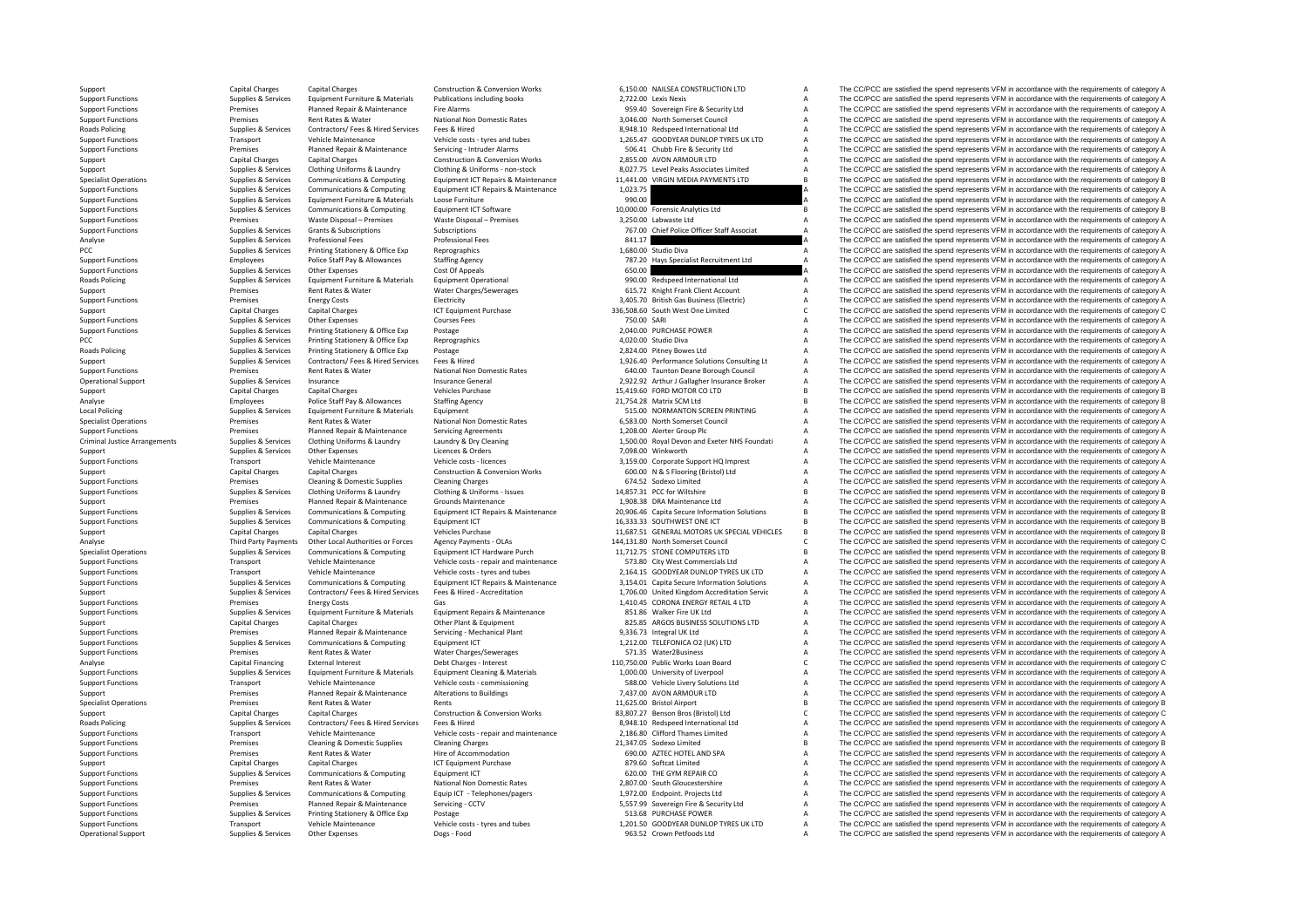| | | | | | | | |
|---|---|---|---|---|---|---|---|
| Support | Capital Charges | Capital Charges | Construction & Conversion Works | 6,150.00 | NAILSEA CONSTRUCTION LTD | A | The CC/PCC are satisfied the spend represents VFM in accordance with the requirements of category A |
| Support Functions | Supplies & Services | Equipment Furniture & Materials | Publications including books | 2,722.00 | Lexis Nexis | A | The CC/PCC are satisfied the spend represents VFM in accordance with the requirements of category A |
| Support Functions | Premises | Planned Repair & Maintenance | Fire Alarms | 959.40 | Sovereign Fire & Security Ltd | A | The CC/PCC are satisfied the spend represents VFM in accordance with the requirements of category A |
| Support Functions | Premises | Rent Rates & Water | National Non Domestic Rates | 3,046.00 | North Somerset Council | A | The CC/PCC are satisfied the spend represents VFM in accordance with the requirements of category A |
| Roads Policing | Supplies & Services | Contractors/ Fees & Hired Services | Fees & Hired | 8,948.10 | Redspeed International Ltd | A | The CC/PCC are satisfied the spend represents VFM in accordance with the requirements of category A |
| Support Functions | Transport | Vehicle Maintenance | Vehicle costs - tyres and tubes | 1,265.47 | GOODYEAR DUNLOP TYRES UK LTD | A | The CC/PCC are satisfied the spend represents VFM in accordance with the requirements of category A |
| Support Functions | Premises | Planned Repair & Maintenance | Servicing - Intruder Alarms | 506.41 | Chubb Fire & Security Ltd | A | The CC/PCC are satisfied the spend represents VFM in accordance with the requirements of category A |
| Support | Capital Charges | Capital Charges | Construction & Conversion Works | 2,855.00 | AVON ARMOUR LTD | A | The CC/PCC are satisfied the spend represents VFM in accordance with the requirements of category A |
| Support | Supplies & Services | Clothing Uniforms & Laundry | Clothing & Uniforms - non-stock | 8,027.75 | Level Peaks Associates Limited | A | The CC/PCC are satisfied the spend represents VFM in accordance with the requirements of category A |
| Specialist Operations | Supplies & Services | Communications & Computing | Equipment ICT Repairs & Maintenance | 11,441.00 | VIRGIN MEDIA PAYMENTS LTD | B | The CC/PCC are satisfied the spend represents VFM in accordance with the requirements of category B |
| Support Functions | Supplies & Services | Communications & Computing | Equipment ICT Repairs & Maintenance | 1,023.75 | | A | The CC/PCC are satisfied the spend represents VFM in accordance with the requirements of category A |
| Support Functions | Supplies & Services | Equipment Furniture & Materials | Loose Furniture | 990.00 | | A | The CC/PCC are satisfied the spend represents VFM in accordance with the requirements of category A |
| Support Functions | Supplies & Services | Communications & Computing | Equipment ICT Software | 10,000.00 | Forensic Analytics Ltd | B | The CC/PCC are satisfied the spend represents VFM in accordance with the requirements of category B |
| Support Functions | Premises | Waste Disposal – Premises | Waste Disposal – Premises | 3,250.00 | Labwaste Ltd | A | The CC/PCC are satisfied the spend represents VFM in accordance with the requirements of category A |
| Support Functions | Supplies & Services | Grants & Subscriptions | Subscriptions | 767.00 | Chief Police Officer Staff Associat | A | The CC/PCC are satisfied the spend represents VFM in accordance with the requirements of category A |
| Analyse | Supplies & Services | Professional Fees | Professional Fees | 841.17 | | A | The CC/PCC are satisfied the spend represents VFM in accordance with the requirements of category A |
| PCC | Supplies & Services | Printing Stationery & Office Exp | Reprographics | 1,680.00 | Studio Diva | A | The CC/PCC are satisfied the spend represents VFM in accordance with the requirements of category A |
| Support Functions | Employees | Police Staff Pay & Allowances | Staffing Agency | 787.20 | Hays Specialist Recruitment Ltd | A | The CC/PCC are satisfied the spend represents VFM in accordance with the requirements of category A |
| Support Functions | Supplies & Services | Other Expenses | Cost Of Appeals | 650.00 | | A | The CC/PCC are satisfied the spend represents VFM in accordance with the requirements of category A |
| Roads Policing | Supplies & Services | Equipment Furniture & Materials | Equipment Operational | 990.00 | Redspeed International Ltd | A | The CC/PCC are satisfied the spend represents VFM in accordance with the requirements of category A |
| Support | Premises | Rent Rates & Water | Water Charges/Sewerages | 615.72 | Knight Frank Client Account | A | The CC/PCC are satisfied the spend represents VFM in accordance with the requirements of category A |
| Support Functions | Premises | Energy Costs | Electricity | 3,405.70 | British Gas Business (Electric) | A | The CC/PCC are satisfied the spend represents VFM in accordance with the requirements of category A |
| Support | Capital Charges | Capital Charges | ICT Equipment Purchase | 336,508.60 | South West One Limited | C | The CC/PCC are satisfied the spend represents VFM in accordance with the requirements of category C |
| Support Functions | Supplies & Services | Other Expenses | Courses Fees | 750.00 | SARI | A | The CC/PCC are satisfied the spend represents VFM in accordance with the requirements of category A |
| Support Functions | Supplies & Services | Printing Stationery & Office Exp | Postage | 2,040.00 | PURCHASE POWER | A | The CC/PCC are satisfied the spend represents VFM in accordance with the requirements of category A |
| PCC | Supplies & Services | Printing Stationery & Office Exp | Reprographics | 4,020.00 | Studio Diva | A | The CC/PCC are satisfied the spend represents VFM in accordance with the requirements of category A |
| Roads Policing | Supplies & Services | Printing Stationery & Office Exp | Postage | 2,824.00 | Pitney Bowes Ltd | A | The CC/PCC are satisfied the spend represents VFM in accordance with the requirements of category A |
| Support | Supplies & Services | Contractors/ Fees & Hired Services | Fees & Hired | 1,926.40 | Performance Solutions Consulting Lt | A | The CC/PCC are satisfied the spend represents VFM in accordance with the requirements of category A |
| Support Functions | Premises | Rent Rates & Water | National Non Domestic Rates | 640.00 | Taunton Deane Borough Council | A | The CC/PCC are satisfied the spend represents VFM in accordance with the requirements of category A |
| Operational Support | Supplies & Services | Insurance | Insurance General | 2,922.92 | Arthur J Gallagher Insurance Broker | A | The CC/PCC are satisfied the spend represents VFM in accordance with the requirements of category A |
| Support | Capital Charges | Capital Charges | Vehicles Purchase | 15,419.60 | FORD MOTOR CO LTD | B | The CC/PCC are satisfied the spend represents VFM in accordance with the requirements of category B |
| Analyse | Employees | Police Staff Pay & Allowances | Staffing Agency | 21,754.28 | Matrix SCM Ltd | B | The CC/PCC are satisfied the spend represents VFM in accordance with the requirements of category B |
| Local Policing | Supplies & Services | Equipment Furniture & Materials | Equipment | 515.00 | NORMANTON SCREEN PRINTING | A | The CC/PCC are satisfied the spend represents VFM in accordance with the requirements of category A |
| Specialist Operations | Premises | Rent Rates & Water | National Non Domestic Rates | 6,583.00 | North Somerset Council | A | The CC/PCC are satisfied the spend represents VFM in accordance with the requirements of category A |
| Support Functions | Premises | Planned Repair & Maintenance | Servicing Agreements | 1,208.00 | Alerter Group Plc | A | The CC/PCC are satisfied the spend represents VFM in accordance with the requirements of category A |
| Criminal Justice Arrangements | Supplies & Services | Clothing Uniforms & Laundry | Laundry & Dry Cleaning | 1,500.00 | Royal Devon and Exeter NHS Foundati | A | The CC/PCC are satisfied the spend represents VFM in accordance with the requirements of category A |
| Support | Supplies & Services | Other Expenses | Licences & Orders | 7,098.00 | Winkworth | A | The CC/PCC are satisfied the spend represents VFM in accordance with the requirements of category A |
| Support Functions | Transport | Vehicle Maintenance | Vehicle costs - licences | 3,159.00 | Corporate Support HQ Imprest | A | The CC/PCC are satisfied the spend represents VFM in accordance with the requirements of category A |
| Support | Capital Charges | Capital Charges | Construction & Conversion Works | 600.00 | N & S Flooring (Bristol) Ltd | A | The CC/PCC are satisfied the spend represents VFM in accordance with the requirements of category A |
| Support Functions | Premises | Cleaning & Domestic Supplies | Cleaning Charges | 674.52 | Sodexo Limited | A | The CC/PCC are satisfied the spend represents VFM in accordance with the requirements of category A |
| Support Functions | Supplies & Services | Clothing Uniforms & Laundry | Clothing & Uniforms - Issues | 14,857.31 | PCC for Wiltshire | B | The CC/PCC are satisfied the spend represents VFM in accordance with the requirements of category B |
| Support | Premises | Planned Repair & Maintenance | Grounds Maintenance | 1,908.38 | DRA Maintenance Ltd | A | The CC/PCC are satisfied the spend represents VFM in accordance with the requirements of category A |
| Support Functions | Supplies & Services | Communications & Computing | Equipment ICT Repairs & Maintenance | 20,906.46 | Capita Secure Information Solutions | B | The CC/PCC are satisfied the spend represents VFM in accordance with the requirements of category B |
| Support Functions | Supplies & Services | Communications & Computing | Equipment ICT | 16,333.33 | SOUTHWEST ONE ICT | B | The CC/PCC are satisfied the spend represents VFM in accordance with the requirements of category B |
| Support | Capital Charges | Capital Charges | Vehicles Purchase | 11,687.51 | GENERAL MOTORS UK SPECIAL VEHICLES | B | The CC/PCC are satisfied the spend represents VFM in accordance with the requirements of category B |
| Analyse | Third Party Payments | Other Local Authorities or Forces | Agency Payments - OLAs | 144,131.80 | North Somerset Council | C | The CC/PCC are satisfied the spend represents VFM in accordance with the requirements of category C |
| Specialist Operations | Supplies & Services | Communications & Computing | Equipment ICT Hardware Purch | 11,712.75 | STONE COMPUTERS LTD | B | The CC/PCC are satisfied the spend represents VFM in accordance with the requirements of category B |
| Support Functions | Transport | Vehicle Maintenance | Vehicle costs - repair and maintenance | 573.80 | City West Commercials Ltd | A | The CC/PCC are satisfied the spend represents VFM in accordance with the requirements of category A |
| Support Functions | Transport | Vehicle Maintenance | Vehicle costs - tyres and tubes | 2,164.15 | GOODYEAR DUNLOP TYRES UK LTD | A | The CC/PCC are satisfied the spend represents VFM in accordance with the requirements of category A |
| Support Functions | Supplies & Services | Communications & Computing | Equipment ICT Repairs & Maintenance | 3,154.01 | Capita Secure Information Solutions | A | The CC/PCC are satisfied the spend represents VFM in accordance with the requirements of category A |
| Support | Supplies & Services | Contractors/ Fees & Hired Services | Fees & Hired - Accreditation | 1,706.00 | United Kingdom Accreditation Servic | A | The CC/PCC are satisfied the spend represents VFM in accordance with the requirements of category A |
| Support Functions | Premises | Energy Costs | Gas | 1,410.45 | CORONA ENERGY RETAIL 4 LTD | A | The CC/PCC are satisfied the spend represents VFM in accordance with the requirements of category A |
| Support Functions | Supplies & Services | Equipment Furniture & Materials | Equipment Repairs & Maintenance | 851.86 | Walker Fire UK Ltd | A | The CC/PCC are satisfied the spend represents VFM in accordance with the requirements of category A |
| Support | Capital Charges | Capital Charges | Other Plant & Equipment | 825.85 | ARGOS BUSINESS SOLUTIONS LTD | A | The CC/PCC are satisfied the spend represents VFM in accordance with the requirements of category A |
| Support Functions | Premises | Planned Repair & Maintenance | Servicing - Mechanical Plant | 9,336.73 | Integral UK Ltd | A | The CC/PCC are satisfied the spend represents VFM in accordance with the requirements of category A |
| Support Functions | Supplies & Services | Communications & Computing | Equipment ICT | 1,212.00 | TELEFONICA O2 (UK) LTD | A | The CC/PCC are satisfied the spend represents VFM in accordance with the requirements of category A |
| Support Functions | Premises | Rent Rates & Water | Water Charges/Sewerages | 571.35 | Water2Business | A | The CC/PCC are satisfied the spend represents VFM in accordance with the requirements of category A |
| Analyse | Capital Financing | External Interest | Debt Charges - Interest | 110,750.00 | Public Works Loan Board | C | The CC/PCC are satisfied the spend represents VFM in accordance with the requirements of category C |
| Support Functions | Supplies & Services | Equipment Furniture & Materials | Equipment Cleaning & Materials | 1,000.00 | University of Liverpool | A | The CC/PCC are satisfied the spend represents VFM in accordance with the requirements of category A |
| Support Functions | Transport | Vehicle Maintenance | Vehicle costs - commissioning | 588.00 | Vehicle Livery Solutions Ltd | A | The CC/PCC are satisfied the spend represents VFM in accordance with the requirements of category A |
| Support | Premises | Planned Repair & Maintenance | Alterations to Buildings | 7,437.00 | AVON ARMOUR LTD | A | The CC/PCC are satisfied the spend represents VFM in accordance with the requirements of category A |
| Specialist Operations | Premises | Rent Rates & Water | Rents | 11,625.00 | Bristol Airport | B | The CC/PCC are satisfied the spend represents VFM in accordance with the requirements of category B |
| Support | Capital Charges | Capital Charges | Construction & Conversion Works | 83,807.27 | Benson Bros (Bristol) Ltd | C | The CC/PCC are satisfied the spend represents VFM in accordance with the requirements of category C |
| Roads Policing | Supplies & Services | Contractors/ Fees & Hired Services | Fees & Hired | 8,948.10 | Redspeed International Ltd | A | The CC/PCC are satisfied the spend represents VFM in accordance with the requirements of category A |
| Support Functions | Transport | Vehicle Maintenance | Vehicle costs - repair and maintenance | 2,186.80 | Clifford Thames Limited | A | The CC/PCC are satisfied the spend represents VFM in accordance with the requirements of category A |
| Support Functions | Premises | Cleaning & Domestic Supplies | Cleaning Charges | 21,347.05 | Sodexo Limited | B | The CC/PCC are satisfied the spend represents VFM in accordance with the requirements of category B |
| Support Functions | Premises | Rent Rates & Water | Hire of Accommodation | 690.00 | AZTEC HOTEL AND SPA | A | The CC/PCC are satisfied the spend represents VFM in accordance with the requirements of category A |
| Support | Capital Charges | Capital Charges | ICT Equipment Purchase | 879.60 | Softcat Limited | A | The CC/PCC are satisfied the spend represents VFM in accordance with the requirements of category A |
| Support Functions | Supplies & Services | Communications & Computing | Equipment ICT | 620.00 | THE GYM REPAIR CO | A | The CC/PCC are satisfied the spend represents VFM in accordance with the requirements of category A |
| Support Functions | Premises | Rent Rates & Water | National Non Domestic Rates | 2,807.00 | South Gloucestershire | A | The CC/PCC are satisfied the spend represents VFM in accordance with the requirements of category A |
| Support Functions | Supplies & Services | Communications & Computing | Equip ICT - Telephones/pagers | 1,972.00 | Endpoint. Projects Ltd | A | The CC/PCC are satisfied the spend represents VFM in accordance with the requirements of category A |
| Support Functions | Premises | Planned Repair & Maintenance | Servicing - CCTV | 5,557.99 | Sovereign Fire & Security Ltd | A | The CC/PCC are satisfied the spend represents VFM in accordance with the requirements of category A |
| Support Functions | Supplies & Services | Printing Stationery & Office Exp | Postage | 513.68 | PURCHASE POWER | A | The CC/PCC are satisfied the spend represents VFM in accordance with the requirements of category A |
| Support Functions | Transport | Vehicle Maintenance | Vehicle costs - tyres and tubes | 1,201.50 | GOODYEAR DUNLOP TYRES UK LTD | A | The CC/PCC are satisfied the spend represents VFM in accordance with the requirements of category A |
| Operational Support | Supplies & Services | Other Expenses | Dogs - Food | 963.52 | Crown Petfoods Ltd | A | The CC/PCC are satisfied the spend represents VFM in accordance with the requirements of category A |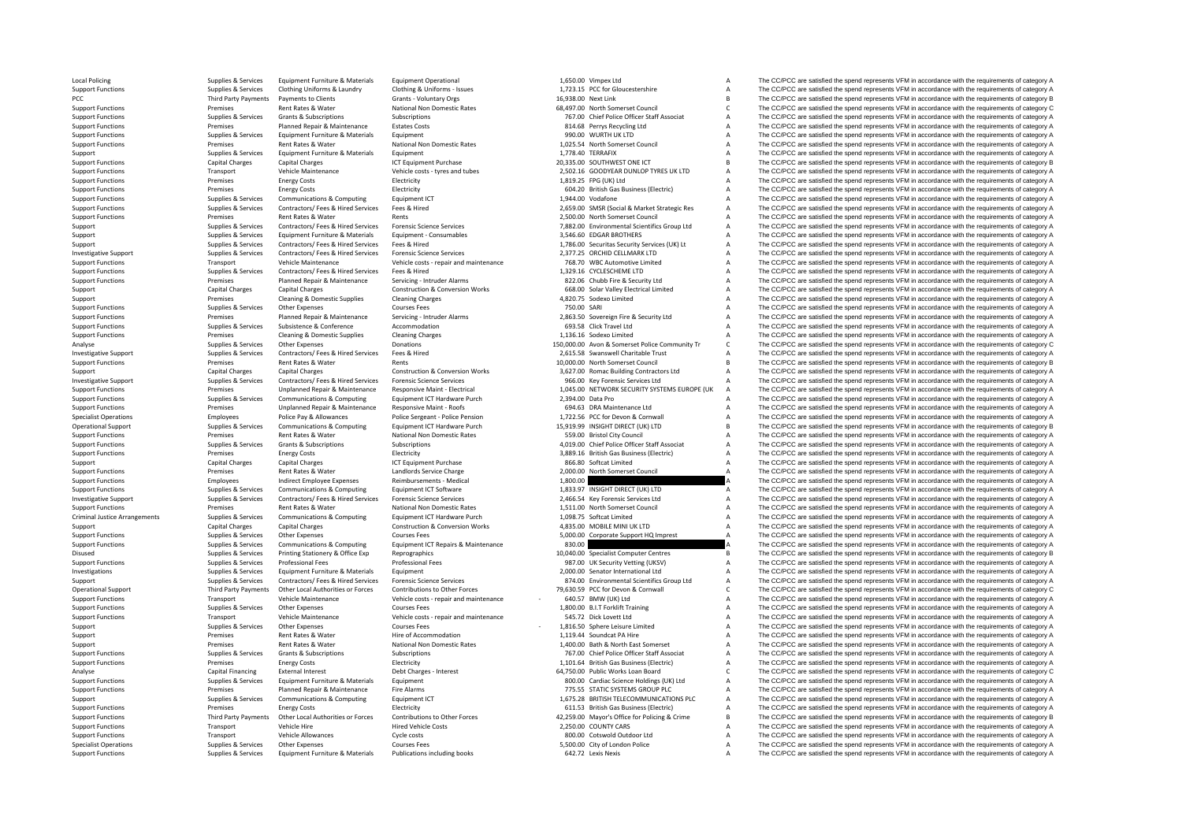| | | | | | | | |
|---|---|---|---|---|---|---|---|
| Local Policing | Supplies & Services | Equipment Furniture & Materials | Equipment Operational | 1,650.00 | Vimpex Ltd | A | The CC/PCC are satisfied the spend represents VFM in accordance with the requirements of category A |
| Support Functions | Supplies & Services | Clothing Uniforms & Laundry | Clothing & Uniforms - Issues | 1,723.15 | PCC for Gloucestershire | A | The CC/PCC are satisfied the spend represents VFM in accordance with the requirements of category A |
| PCC | Third Party Payments | Payments to Clients | Grants - Voluntary Orgs | 16,938.00 | Next Link | B | The CC/PCC are satisfied the spend represents VFM in accordance with the requirements of category B |
| Support Functions | Premises | Rent Rates & Water | National Non Domestic Rates | 68,497.00 | North Somerset Council | C | The CC/PCC are satisfied the spend represents VFM in accordance with the requirements of category C |
| Support Functions | Supplies & Services | Grants & Subscriptions | Subscriptions | 767.00 | Chief Police Officer Staff Associat | A | The CC/PCC are satisfied the spend represents VFM in accordance with the requirements of category A |
| Support Functions | Premises | Planned Repair & Maintenance | Estates Costs | 814.68 | Perrys Recycling Ltd | A | The CC/PCC are satisfied the spend represents VFM in accordance with the requirements of category A |
| Support Functions | Supplies & Services | Equipment Furniture & Materials | Equipment | 990.00 | WURTH UK LTD | A | The CC/PCC are satisfied the spend represents VFM in accordance with the requirements of category A |
| Support Functions | Premises | Rent Rates & Water | National Non Domestic Rates | 1,025.54 | North Somerset Council | A | The CC/PCC are satisfied the spend represents VFM in accordance with the requirements of category A |
| Support | Supplies & Services | Equipment Furniture & Materials | Equipment | 1,778.40 | TERRAFIX | A | The CC/PCC are satisfied the spend represents VFM in accordance with the requirements of category A |
| Support Functions | Capital Charges | Capital Charges | ICT Equipment Purchase | 20,335.00 | SOUTHWEST ONE ICT | B | The CC/PCC are satisfied the spend represents VFM in accordance with the requirements of category B |
| Support Functions | Transport | Vehicle Maintenance | Vehicle costs - tyres and tubes | 2,502.16 | GOODYEAR DUNLOP TYRES UK LTD | A | The CC/PCC are satisfied the spend represents VFM in accordance with the requirements of category A |
| Support Functions | Premises | Energy Costs | Electricity | 1,819.25 | FPG (UK) Ltd | A | The CC/PCC are satisfied the spend represents VFM in accordance with the requirements of category A |
| Support Functions | Premises | Energy Costs | Electricity | 604.20 | British Gas Business (Electric) | A | The CC/PCC are satisfied the spend represents VFM in accordance with the requirements of category A |
| Support Functions | Supplies & Services | Communications & Computing | Equipment ICT | 1,944.00 | Vodafone | A | The CC/PCC are satisfied the spend represents VFM in accordance with the requirements of category A |
| Support Functions | Supplies & Services | Contractors/ Fees & Hired Services | Fees & Hired | 2,659.00 | SMSR (Social & Market Strategic Res | A | The CC/PCC are satisfied the spend represents VFM in accordance with the requirements of category A |
| Support Functions | Premises | Rent Rates & Water | Rents | 2,500.00 | North Somerset Council | A | The CC/PCC are satisfied the spend represents VFM in accordance with the requirements of category A |
| Support | Supplies & Services | Contractors/ Fees & Hired Services | Forensic Science Services | 7,882.00 | Environmental Scientifics Group Ltd | A | The CC/PCC are satisfied the spend represents VFM in accordance with the requirements of category A |
| Support | Supplies & Services | Equipment Furniture & Materials | Equipment - Consumables | 3,546.60 | EDGAR BROTHERS | A | The CC/PCC are satisfied the spend represents VFM in accordance with the requirements of category A |
| Support | Supplies & Services | Contractors/ Fees & Hired Services | Fees & Hired | 1,786.00 | Securitas Security Services (UK) Lt | A | The CC/PCC are satisfied the spend represents VFM in accordance with the requirements of category A |
| Investigative Support | Supplies & Services | Contractors/ Fees & Hired Services | Forensic Science Services | 2,377.25 | ORCHID CELLMARK LTD | A | The CC/PCC are satisfied the spend represents VFM in accordance with the requirements of category A |
| Support Functions | Transport | Vehicle Maintenance | Vehicle costs - repair and maintenance | 768.70 | WBC Automotive Limited | A | The CC/PCC are satisfied the spend represents VFM in accordance with the requirements of category A |
| Support Functions | Supplies & Services | Contractors/ Fees & Hired Services | Fees & Hired | 1,329.16 | CYCLESCHEME LTD | A | The CC/PCC are satisfied the spend represents VFM in accordance with the requirements of category A |
| Support Functions | Premises | Planned Repair & Maintenance | Servicing - Intruder Alarms | 822.06 | Chubb Fire & Security Ltd | A | The CC/PCC are satisfied the spend represents VFM in accordance with the requirements of category A |
| Support | Capital Charges | Capital Charges | Construction & Conversion Works | 668.00 | Solar Valley Electrical Limited | A | The CC/PCC are satisfied the spend represents VFM in accordance with the requirements of category A |
| Support | Premises | Cleaning & Domestic Supplies | Cleaning Charges | 4,820.75 | Sodexo Limited | A | The CC/PCC are satisfied the spend represents VFM in accordance with the requirements of category A |
| Support Functions | Supplies & Services | Other Expenses | Courses Fees | 750.00 | SARI | A | The CC/PCC are satisfied the spend represents VFM in accordance with the requirements of category A |
| Support Functions | Premises | Planned Repair & Maintenance | Servicing - Intruder Alarms | 2,863.50 | Sovereign Fire & Security Ltd | A | The CC/PCC are satisfied the spend represents VFM in accordance with the requirements of category A |
| Support Functions | Supplies & Services | Subsistence & Conference | Accommodation | 693.58 | Click Travel Ltd | A | The CC/PCC are satisfied the spend represents VFM in accordance with the requirements of category A |
| Support Functions | Premises | Cleaning & Domestic Supplies | Cleaning Charges | 1,136.16 | Sodexo Limited | A | The CC/PCC are satisfied the spend represents VFM in accordance with the requirements of category A |
| Analyse | Supplies & Services | Other Expenses | Donations | 150,000.00 | Avon & Somerset Police Community Tr | C | The CC/PCC are satisfied the spend represents VFM in accordance with the requirements of category C |
| Investigative Support | Supplies & Services | Contractors/ Fees & Hired Services | Fees & Hired | 2,615.58 | Swanswell Charitable Trust | A | The CC/PCC are satisfied the spend represents VFM in accordance with the requirements of category A |
| Support Functions | Premises | Rent Rates & Water | Rents | 10,000.00 | North Somerset Council | B | The CC/PCC are satisfied the spend represents VFM in accordance with the requirements of category B |
| Support | Capital Charges | Capital Charges | Construction & Conversion Works | 3,627.00 | Romac Building Contractors Ltd | A | The CC/PCC are satisfied the spend represents VFM in accordance with the requirements of category A |
| Investigative Support | Supplies & Services | Contractors/ Fees & Hired Services | Forensic Science Services | 966.00 | Key Forensic Services Ltd | A | The CC/PCC are satisfied the spend represents VFM in accordance with the requirements of category A |
| Support Functions | Premises | Unplanned Repair & Maintenance | Responsive Maint - Electrical | 1,045.00 | NETWORK SECURITY SYSTEMS EUROPE (UK | A | The CC/PCC are satisfied the spend represents VFM in accordance with the requirements of category A |
| Support Functions | Supplies & Services | Communications & Computing | Equipment ICT Hardware Purch | 2,394.00 | Data Pro | A | The CC/PCC are satisfied the spend represents VFM in accordance with the requirements of category A |
| Support Functions | Premises | Unplanned Repair & Maintenance | Responsive Maint - Roofs | 694.63 | DRA Maintenance Ltd | A | The CC/PCC are satisfied the spend represents VFM in accordance with the requirements of category A |
| Specialist Operations | Employees | Police Pay & Allowances | Police Sergeant - Police Pension | 1,722.56 | PCC for Devon & Cornwall | A | The CC/PCC are satisfied the spend represents VFM in accordance with the requirements of category A |
| Operational Support | Supplies & Services | Communications & Computing | Equipment ICT Hardware Purch | 15,919.99 | INSIGHT DIRECT (UK) LTD | B | The CC/PCC are satisfied the spend represents VFM in accordance with the requirements of category B |
| Support Functions | Premises | Rent Rates & Water | National Non Domestic Rates | 559.00 | Bristol City Council | A | The CC/PCC are satisfied the spend represents VFM in accordance with the requirements of category A |
| Support Functions | Supplies & Services | Grants & Subscriptions | Subscriptions | 4,019.00 | Chief Police Officer Staff Associat | A | The CC/PCC are satisfied the spend represents VFM in accordance with the requirements of category A |
| Support Functions | Premises | Energy Costs | Electricity | 3,889.16 | British Gas Business (Electric) | A | The CC/PCC are satisfied the spend represents VFM in accordance with the requirements of category A |
| Support | Capital Charges | Capital Charges | ICT Equipment Purchase | 866.80 | Softcat Limited | A | The CC/PCC are satisfied the spend represents VFM in accordance with the requirements of category A |
| Support Functions | Premises | Rent Rates & Water | Landlords Service Charge | 2,000.00 | North Somerset Council | A | The CC/PCC are satisfied the spend represents VFM in accordance with the requirements of category A |
| Support Functions | Employees | Indirect Employee Expenses | Reimbursements - Medical | 1,800.00 | | A | The CC/PCC are satisfied the spend represents VFM in accordance with the requirements of category A |
| Support Functions | Supplies & Services | Communications & Computing | Equipment ICT Software | 1,833.97 | INSIGHT DIRECT (UK) LTD | A | The CC/PCC are satisfied the spend represents VFM in accordance with the requirements of category A |
| Investigative Support | Supplies & Services | Contractors/ Fees & Hired Services | Forensic Science Services | 2,466.54 | Key Forensic Services Ltd | A | The CC/PCC are satisfied the spend represents VFM in accordance with the requirements of category A |
| Support Functions | Premises | Rent Rates & Water | National Non Domestic Rates | 1,511.00 | North Somerset Council | A | The CC/PCC are satisfied the spend represents VFM in accordance with the requirements of category A |
| Criminal Justice Arrangements | Supplies & Services | Communications & Computing | Equipment ICT Hardware Purch | 1,098.75 | Softcat Limited | A | The CC/PCC are satisfied the spend represents VFM in accordance with the requirements of category A |
| Support | Capital Charges | Capital Charges | Construction & Conversion Works | 4,835.00 | MOBILE MINI UK LTD | A | The CC/PCC are satisfied the spend represents VFM in accordance with the requirements of category A |
| Support Functions | Supplies & Services | Other Expenses | Courses Fees | 5,000.00 | Corporate Support HQ Imprest | A | The CC/PCC are satisfied the spend represents VFM in accordance with the requirements of category A |
| Support Functions | Supplies & Services | Communications & Computing | Equipment ICT Repairs & Maintenance | 830.00 | | A | The CC/PCC are satisfied the spend represents VFM in accordance with the requirements of category A |
| Disused | Supplies & Services | Printing Stationery & Office Exp | Reprographics | 10,040.00 | Specialist Computer Centres | B | The CC/PCC are satisfied the spend represents VFM in accordance with the requirements of category B |
| Support Functions | Supplies & Services | Professional Fees | Professional Fees | 987.00 | UK Security Vetting (UKSV) | A | The CC/PCC are satisfied the spend represents VFM in accordance with the requirements of category A |
| Investigations | Supplies & Services | Equipment Furniture & Materials | Equipment | 2,000.00 | Senator International Ltd | A | The CC/PCC are satisfied the spend represents VFM in accordance with the requirements of category A |
| Support | Supplies & Services | Contractors/ Fees & Hired Services | Forensic Science Services | 874.00 | Environmental Scientifics Group Ltd | A | The CC/PCC are satisfied the spend represents VFM in accordance with the requirements of category A |
| Operational Support | Third Party Payments | Other Local Authorities or Forces | Contributions to Other Forces | 79,630.59 | PCC for Devon & Cornwall | C | The CC/PCC are satisfied the spend represents VFM in accordance with the requirements of category C |
| Support Functions | Transport | Vehicle Maintenance | Vehicle costs - repair and maintenance | - 640.57 | BMW (UK) Ltd | A | The CC/PCC are satisfied the spend represents VFM in accordance with the requirements of category A |
| Support Functions | Supplies & Services | Other Expenses | Courses Fees | 1,800.00 | B.I.T Forklift Training | A | The CC/PCC are satisfied the spend represents VFM in accordance with the requirements of category A |
| Support Functions | Transport | Vehicle Maintenance | Vehicle costs - repair and maintenance | 545.72 | Dick Lovett Ltd | A | The CC/PCC are satisfied the spend represents VFM in accordance with the requirements of category A |
| Support | Supplies & Services | Other Expenses | Courses Fees | - 1,816.50 | Sphere Leisure Limited | A | The CC/PCC are satisfied the spend represents VFM in accordance with the requirements of category A |
| Support | Premises | Rent Rates & Water | Hire of Accommodation | 1,119.44 | Soundcat PA Hire | A | The CC/PCC are satisfied the spend represents VFM in accordance with the requirements of category A |
| Support | Premises | Rent Rates & Water | National Non Domestic Rates | 1,400.00 | Bath & North East Somerset | A | The CC/PCC are satisfied the spend represents VFM in accordance with the requirements of category A |
| Support Functions | Supplies & Services | Grants & Subscriptions | Subscriptions | 767.00 | Chief Police Officer Staff Associat | A | The CC/PCC are satisfied the spend represents VFM in accordance with the requirements of category A |
| Support Functions | Premises | Energy Costs | Electricity | 1,101.64 | British Gas Business (Electric) | A | The CC/PCC are satisfied the spend represents VFM in accordance with the requirements of category A |
| Analyse | Capital Financing | External Interest | Debt Charges - Interest | 64,750.00 | Public Works Loan Board | C | The CC/PCC are satisfied the spend represents VFM in accordance with the requirements of category C |
| Support Functions | Supplies & Services | Equipment Furniture & Materials | Equipment | 800.00 | Cardiac Science Holdings (UK) Ltd | A | The CC/PCC are satisfied the spend represents VFM in accordance with the requirements of category A |
| Support Functions | Premises | Planned Repair & Maintenance | Fire Alarms | 775.55 | STATIC SYSTEMS GROUP PLC | A | The CC/PCC are satisfied the spend represents VFM in accordance with the requirements of category A |
| Support | Supplies & Services | Communications & Computing | Equipment ICT | 1,675.28 | BRITISH TELECOMMUNICATIONS PLC | A | The CC/PCC are satisfied the spend represents VFM in accordance with the requirements of category A |
| Support Functions | Premises | Energy Costs | Electricity | 611.53 | British Gas Business (Electric) | A | The CC/PCC are satisfied the spend represents VFM in accordance with the requirements of category A |
| Support Functions | Third Party Payments | Other Local Authorities or Forces | Contributions to Other Forces | 42,259.00 | Mayor's Office for Policing & Crime | B | The CC/PCC are satisfied the spend represents VFM in accordance with the requirements of category B |
| Support Functions | Transport | Vehicle Hire | Hired Vehicle Costs | 2,250.00 | COUNTY CARS | A | The CC/PCC are satisfied the spend represents VFM in accordance with the requirements of category A |
| Support Functions | Transport | Vehicle Allowances | Cycle costs | 800.00 | Cotswold Outdoor Ltd | A | The CC/PCC are satisfied the spend represents VFM in accordance with the requirements of category A |
| Specialist Operations | Supplies & Services | Other Expenses | Courses Fees | 5,500.00 | City of London Police | A | The CC/PCC are satisfied the spend represents VFM in accordance with the requirements of category A |
| Support Functions | Supplies & Services | Equipment Furniture & Materials | Publications including books | 642.72 | Lexis Nexis | A | The CC/PCC are satisfied the spend represents VFM in accordance with the requirements of category A |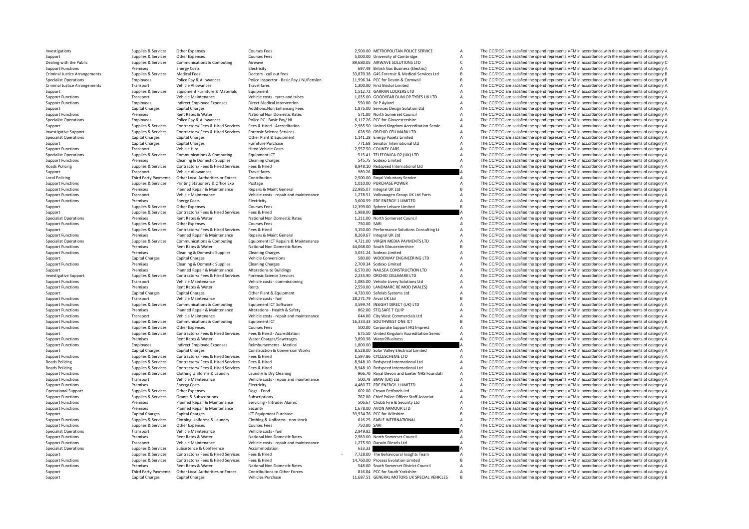| | | | | | | | |
|---|---|---|---|---|---|---|---|
| Investigations | Supplies & Services | Other Expenses | Courses Fees | 2,500.00 | METROPOLITAN POLICE SERVICE | A | The CC/PCC are satisfied the spend represents VFM in accordance with the requirements of category A |
| Support | Supplies & Services | Other Expenses | Courses Fees | 5,000.00 | University of Cambridge | A | The CC/PCC are satisfied the spend represents VFM in accordance with the requirements of category A |
| Dealing with the Public | Supplies & Services | Communications & Computing | Airwave | 89,680.05 | AIRWAVE SOLUTIONS LTD | C | The CC/PCC are satisfied the spend represents VFM in accordance with the requirements of category C |
| Support Functions | Premises | Energy Costs | Electricity | 697.49 | British Gas Business (Electric) | A | The CC/PCC are satisfied the spend represents VFM in accordance with the requirements of category A |
| Criminal Justice Arrangements | Supplies & Services | Medical Fees | Doctors - call out fees | 33,870.38 | G4S Forensic & Medical Services Ltd | B | The CC/PCC are satisfied the spend represents VFM in accordance with the requirements of category B |
| Specialist Operations | Employees | Police Pay & Allowances | Police Inspector - Basic Pay / NI/Pension | 11,996.34 | PCC for Devon & Cornwall | B | The CC/PCC are satisfied the spend represents VFM in accordance with the requirements of category B |
| Criminal Justice Arrangements | Transport | Vehicle Allowances | Travel fares | 1,300.00 | First Bristol Limited | A | The CC/PCC are satisfied the spend represents VFM in accordance with the requirements of category A |
| Support | Supplies & Services | Equipment Furniture & Materials | Equipment | 1,512.72 | GARRAN LOCKERS LTD | A | The CC/PCC are satisfied the spend represents VFM in accordance with the requirements of category A |
| Support Functions | Transport | Vehicle Maintenance | Vehicle costs - tyres and tubes | 1,035.00 | GOODYEAR DUNLOP TYRES UK LTD | A | The CC/PCC are satisfied the spend represents VFM in accordance with the requirements of category A |
| Support Functions | Employees | Indirect Employee Expenses | Direct Medical Intervention | 550.00 | Dr P Aylard | A | The CC/PCC are satisfied the spend represents VFM in accordance with the requirements of category A |
| Support | Capital Charges | Capital Charges | Additions:Non Enhancing Fees | 1,875.00 | Services Design Solution Ltd | A | The CC/PCC are satisfied the spend represents VFM in accordance with the requirements of category A |
| Support Functions | Premises | Rent Rates & Water | National Non Domestic Rates | 571.00 | North Somerset Council | A | The CC/PCC are satisfied the spend represents VFM in accordance with the requirements of category A |
| Specialist Operations | Employees | Police Pay & Allowances | Police PC - Basic Pay/ NI | 6,117.26 | PCC for Gloucestershire | A | The CC/PCC are satisfied the spend represents VFM in accordance with the requirements of category A |
| Support | Supplies & Services | Contractors/ Fees & Hired Services | Fees & Hired - Accreditation | 2,985.50 | United Kingdom Accreditation Servic | A | The CC/PCC are satisfied the spend represents VFM in accordance with the requirements of category A |
| Investigative Support | Supplies & Services | Contractors/ Fees & Hired Services | Forensic Science Services | 628.50 | ORCHID CELLMARK LTD | A | The CC/PCC are satisfied the spend represents VFM in accordance with the requirements of category A |
| Specialist Operations | Capital Charges | Capital Charges | Other Plant & Equipment | 1,141.28 | Energy Assets Limited | A | The CC/PCC are satisfied the spend represents VFM in accordance with the requirements of category A |
| Support | Capital Charges | Capital Charges | Furniture Purchase | 771.68 | Senator International Ltd | A | The CC/PCC are satisfied the spend represents VFM in accordance with the requirements of category A |
| Support Functions | Transport | Vehicle Hire | Hired Vehicle Costs | 2,557.50 | COUNTY CARS | A | The CC/PCC are satisfied the spend represents VFM in accordance with the requirements of category A |
| Specialist Operations | Supplies & Services | Communications & Computing | Equipment ICT | 515.41 | TELEFONICA O2 (UK) LTD | A | The CC/PCC are satisfied the spend represents VFM in accordance with the requirements of category A |
| Support Functions | Premises | Cleaning & Domestic Supplies | Cleaning Charges | 545.75 | Sodexo Limited | A | The CC/PCC are satisfied the spend represents VFM in accordance with the requirements of category A |
| Roads Policing | Supplies & Services | Contractors/ Fees & Hired Services | Fees & Hired | 8,948.10 | Redspeed International Ltd | A | The CC/PCC are satisfied the spend represents VFM in accordance with the requirements of category A |
| Support | Transport | Vehicle Allowances | Travel fares | 989.26 | | A | The CC/PCC are satisfied the spend represents VFM in accordance with the requirements of category A |
| Local Policing | Third Party Payments | Other Local Authorities or Forces | Contribution | 2,500.00 | Royal Voluntary Service | A | The CC/PCC are satisfied the spend represents VFM in accordance with the requirements of category A |
| Support Functions | Supplies & Services | Printing Stationery & Office Exp | Postage | 1,010.00 | PURCHASE POWER | A | The CC/PCC are satisfied the spend represents VFM in accordance with the requirements of category A |
| Support Functions | Premises | Planned Repair & Maintenance | Repairs & Maint General | 22,985.07 | Integral UK Ltd | B | The CC/PCC are satisfied the spend represents VFM in accordance with the requirements of category B |
| Support Functions | Transport | Vehicle Maintenance | Vehicle costs - repair and maintenance | 1,278.51 | Volkswagen Group UK Ltd Parts | A | The CC/PCC are satisfied the spend represents VFM in accordance with the requirements of category A |
| Support Functions | Premises | Energy Costs | Electricity | 3,600.59 | EDF ENERGY 1 LIMITED | A | The CC/PCC are satisfied the spend represents VFM in accordance with the requirements of category A |
| Support | Supplies & Services | Other Expenses | Courses Fees | 12,399.00 | Sphere Leisure Limited | B | The CC/PCC are satisfied the spend represents VFM in accordance with the requirements of category B |
| Support | Supplies & Services | Contractors/ Fees & Hired Services | Fees & Hired | 1,988.00 | | A | The CC/PCC are satisfied the spend represents VFM in accordance with the requirements of category A |
| Specialist Operations | Premises | Rent Rates & Water | National Non Domestic Rates | 1,211.00 | North Somerset Council | A | The CC/PCC are satisfied the spend represents VFM in accordance with the requirements of category A |
| Support Functions | Supplies & Services | Other Expenses | Courses Fees | 750.00 | SARI | A | The CC/PCC are satisfied the spend represents VFM in accordance with the requirements of category A |
| Support | Supplies & Services | Contractors/ Fees & Hired Services | Fees & Hired | 3,150.00 | Performance Solutions Consulting Lt | A | The CC/PCC are satisfied the spend represents VFM in accordance with the requirements of category A |
| Support Functions | Premises | Planned Repair & Maintenance | Repairs & Maint General | 8,269.67 | Integral UK Ltd | A | The CC/PCC are satisfied the spend represents VFM in accordance with the requirements of category A |
| Specialist Operations | Supplies & Services | Communications & Computing | Equipment ICT Repairs & Maintenance | 4,721.00 | VIRGIN MEDIA PAYMENTS LTD | A | The CC/PCC are satisfied the spend represents VFM in accordance with the requirements of category A |
| Support Functions | Premises | Rent Rates & Water | National Non Domestic Rates | 44,068.00 | South Gloucestershire | B | The CC/PCC are satisfied the spend represents VFM in accordance with the requirements of category B |
| Support Functions | Premises | Cleaning & Domestic Supplies | Cleaning Charges | 3,031.24 | Sodexo Limited | A | The CC/PCC are satisfied the spend represents VFM in accordance with the requirements of category A |
| Support | Capital Charges | Capital Charges | Vehicle Conversions | 580.00 | WOODWAY ENGINEERING LTD | A | The CC/PCC are satisfied the spend represents VFM in accordance with the requirements of category A |
| Support Functions | Premises | Cleaning & Domestic Supplies | Cleaning Charges | 2,709.34 | Sodexo Limited | A | The CC/PCC are satisfied the spend represents VFM in accordance with the requirements of category A |
| Support | Premises | Planned Repair & Maintenance | Alterations to Buildings | 6,570.00 | NAILSEA CONSTRUCTION LTD | A | The CC/PCC are satisfied the spend represents VFM in accordance with the requirements of category A |
| Investigative Support | Supplies & Services | Contractors/ Fees & Hired Services | Forensic Science Services | 2,235.90 | ORCHID CELLMARK LTD | A | The CC/PCC are satisfied the spend represents VFM in accordance with the requirements of category A |
| Support Functions | Transport | Vehicle Maintenance | Vehicle costs - commissioning | 1,085.00 | Vehicle Livery Solutions Ltd | A | The CC/PCC are satisfied the spend represents VFM in accordance with the requirements of category A |
| Support Functions | Premises | Rent Rates & Water | Rents | 2,550.00 | LANDMARC RE MOD (WALES) | A | The CC/PCC are satisfied the spend represents VFM in accordance with the requirements of category A |
| Support | Capital Charges | Capital Charges | Other Plant & Equipment | 4,720.00 | Safelab Systems Ltd | A | The CC/PCC are satisfied the spend represents VFM in accordance with the requirements of category A |
| Support Functions | Transport | Vehicle Maintenance | Vehicle costs - fuel | 28,271.79 | Arval UK Ltd | B | The CC/PCC are satisfied the spend represents VFM in accordance with the requirements of category B |
| Support Functions | Supplies & Services | Communications & Computing | Equipment ICT Software | 3,599.74 | INSIGHT DIRECT (UK) LTD | A | The CC/PCC are satisfied the spend represents VFM in accordance with the requirements of category A |
| Support Functions | Premises | Planned Repair & Maintenance | Alterations - Health & Safety | 862.00 | STQ SAFE T QUIP | A | The CC/PCC are satisfied the spend represents VFM in accordance with the requirements of category A |
| Support Functions | Transport | Vehicle Maintenance | Vehicle costs - repair and maintenance | 644.00 | City West Commercials Ltd | A | The CC/PCC are satisfied the spend represents VFM in accordance with the requirements of category A |
| Support Functions | Supplies & Services | Communications & Computing | Equipment ICT | 16,333.33 | SOUTHWEST ONE ICT | B | The CC/PCC are satisfied the spend represents VFM in accordance with the requirements of category B |
| Support Functions | Supplies & Services | Other Expenses | Courses Fees | 500.00 | Corporate Support HQ Imprest | A | The CC/PCC are satisfied the spend represents VFM in accordance with the requirements of category A |
| Support | Supplies & Services | Contractors/ Fees & Hired Services | Fees & Hired - Accreditation | 675.50 | United Kingdom Accreditation Servic | A | The CC/PCC are satisfied the spend represents VFM in accordance with the requirements of category A |
| Support Functions | Premises | Rent Rates & Water | Water Charges/Sewerages | 3,890.98 | Water2Business | A | The CC/PCC are satisfied the spend represents VFM in accordance with the requirements of category A |
| Support Functions | Employees | Indirect Employee Expenses | Reimbursements - Medical | 1,800.00 | | A | The CC/PCC are satisfied the spend represents VFM in accordance with the requirements of category A |
| Support | Capital Charges | Capital Charges | Construction & Conversion Works | 8,528.00 | Solar Valley Electrical Limited | A | The CC/PCC are satisfied the spend represents VFM in accordance with the requirements of category A |
| Support Functions | Supplies & Services | Contractors/ Fees & Hired Services | Fees & Hired | 1,597.86 | CYCLESCHEME LTD | A | The CC/PCC are satisfied the spend represents VFM in accordance with the requirements of category A |
| Roads Policing | Supplies & Services | Contractors/ Fees & Hired Services | Fees & Hired | 8,948.10 | Redspeed International Ltd | A | The CC/PCC are satisfied the spend represents VFM in accordance with the requirements of category A |
| Roads Policing | Supplies & Services | Contractors/ Fees & Hired Services | Fees & Hired | 8,948.10 | Redspeed International Ltd | A | The CC/PCC are satisfied the spend represents VFM in accordance with the requirements of category A |
| Support Functions | Supplies & Services | Clothing Uniforms & Laundry | Laundry & Dry Cleaning | 966.70 | Royal Devon and Exeter NHS Foundati | A | The CC/PCC are satisfied the spend represents VFM in accordance with the requirements of category A |
| Support Functions | Transport | Vehicle Maintenance | Vehicle costs - repair and maintenance | 500.78 | BMW (UK) Ltd | A | The CC/PCC are satisfied the spend represents VFM in accordance with the requirements of category A |
| Support Functions | Premises | Energy Costs | Electricity | 4,480.77 | EDF ENERGY 1 LIMITED | A | The CC/PCC are satisfied the spend represents VFM in accordance with the requirements of category A |
| Operational Support | Supplies & Services | Other Expenses | Dogs - Food | 602.00 | Crown Petfoods Ltd | A | The CC/PCC are satisfied the spend represents VFM in accordance with the requirements of category A |
| Support Functions | Supplies & Services | Grants & Subscriptions | Subscriptions | 767.00 | Chief Police Officer Staff Associat | A | The CC/PCC are satisfied the spend represents VFM in accordance with the requirements of category A |
| Support Functions | Premises | Planned Repair & Maintenance | Servicing - Intruder Alarms | 506.67 | Chubb Fire & Security Ltd | A | The CC/PCC are satisfied the spend represents VFM in accordance with the requirements of category A |
| Support Functions | Premises | Planned Repair & Maintenance | Security | 1,678.00 | AVON ARMOUR LTD | A | The CC/PCC are satisfied the spend represents VFM in accordance with the requirements of category A |
| Support | Capital Charges | Capital Charges | ICT Equipment Purchase | 39,934.76 | PCC for Wiltshire | B | The CC/PCC are satisfied the spend represents VFM in accordance with the requirements of category B |
| Support Functions | Supplies & Services | Clothing Uniforms & Laundry | Clothing & Uniforms - non-stock | 616.25 | EARLE INTERNATIONAL | A | The CC/PCC are satisfied the spend represents VFM in accordance with the requirements of category A |
| Support Functions | Supplies & Services | Other Expenses | Courses Fees | 750.00 | SARI | A | The CC/PCC are satisfied the spend represents VFM in accordance with the requirements of category A |
| Specialist Operations | Transport | Vehicle Maintenance | Vehicle costs - fuel | 2,849.82 | | A | The CC/PCC are satisfied the spend represents VFM in accordance with the requirements of category A |
| Support Functions | Premises | Rent Rates & Water | National Non Domestic Rates | 2,983.00 | North Somerset Council | A | The CC/PCC are satisfied the spend represents VFM in accordance with the requirements of category A |
| Support Functions | Transport | Vehicle Maintenance | Vehicle costs - repair and maintenance | 1,275.50 | Darwin Diesels Ltd | A | The CC/PCC are satisfied the spend represents VFM in accordance with the requirements of category A |
| Specialist Operations | Supplies & Services | Subsistence & Conference | Accommodation | 633.33 | | A | The CC/PCC are satisfied the spend represents VFM in accordance with the requirements of category A |
| Support | Supplies & Services | Contractors/ Fees & Hired Services | Fees & Hired | - 7,728.00 | The Behavioural Insights Team | A | The CC/PCC are satisfied the spend represents VFM in accordance with the requirements of category A |
| Support Functions | Supplies & Services | Contractors/ Fees & Hired Services | Fees & Hired | 14,760.00 | Process Evolution Limited | B | The CC/PCC are satisfied the spend represents VFM in accordance with the requirements of category B |
| Support Functions | Premises | Rent Rates & Water | National Non Domestic Rates | 548.00 | South Somerset District Council | A | The CC/PCC are satisfied the spend represents VFM in accordance with the requirements of category A |
| Support | Third Party Payments | Other Local Authorities or Forces | Contributions to Other Forces | 816.04 | PCC for South Yorkshire | A | The CC/PCC are satisfied the spend represents VFM in accordance with the requirements of category A |
| Support | Capital Charges | Capital Charges | Vehicles Purchase | 11,687.51 | GENERAL MOTORS UK SPECIAL VEHICLES | B | The CC/PCC are satisfied the spend represents VFM in accordance with the requirements of category B |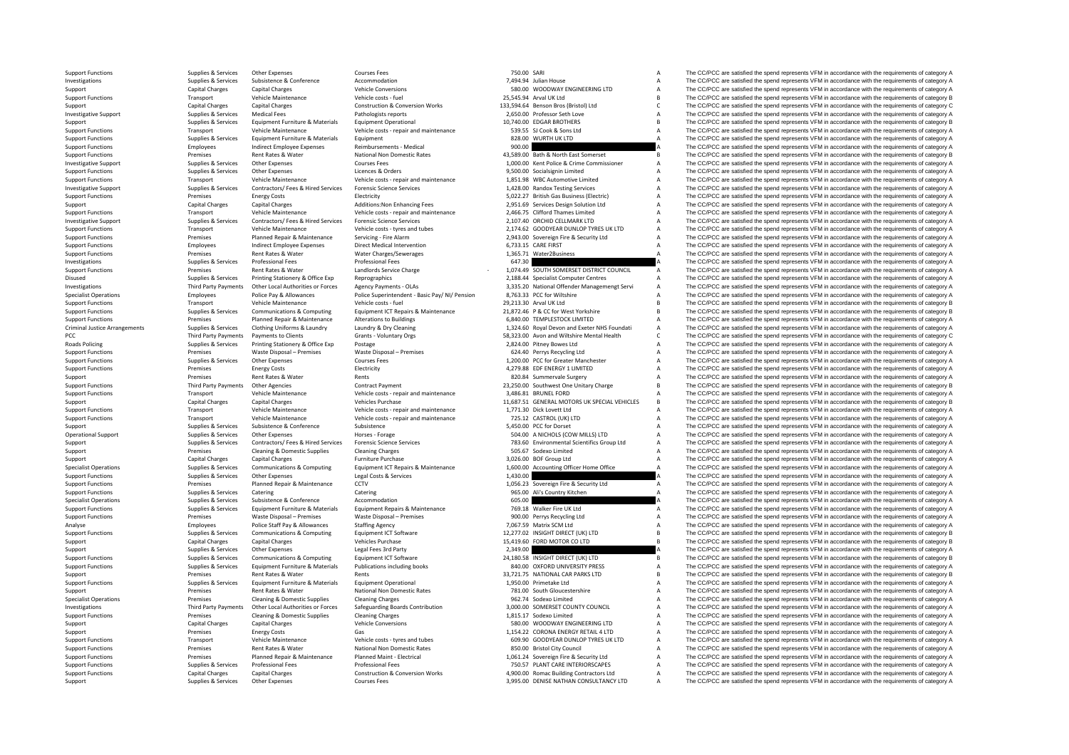| | | | | | | | |
|---|---|---|---|---|---|---|---|
| Support Functions | Supplies & Services | Other Expenses | Courses Fees | 750.00 | SARI | A | The CC/PCC are satisfied the spend represents VFM in accordance with the requirements of category A |
| Investigations | Supplies & Services | Subsistence & Conference | Accommodation | 7,494.94 | Julian House | A | The CC/PCC are satisfied the spend represents VFM in accordance with the requirements of category A |
| Support | Capital Charges | Capital Charges | Vehicle Conversions | 580.00 | WOODWAY ENGINEERING LTD | A | The CC/PCC are satisfied the spend represents VFM in accordance with the requirements of category A |
| Support Functions | Transport | Vehicle Maintenance | Vehicle costs - fuel | 25,545.94 | Arval UK Ltd | B | The CC/PCC are satisfied the spend represents VFM in accordance with the requirements of category B |
| Support | Capital Charges | Capital Charges | Construction & Conversion Works | 133,594.64 | Benson Bros (Bristol) Ltd | C | The CC/PCC are satisfied the spend represents VFM in accordance with the requirements of category C |
| Investigative Support | Supplies & Services | Medical Fees | Pathologists reports | 2,650.00 | Professor Seth Love | A | The CC/PCC are satisfied the spend represents VFM in accordance with the requirements of category A |
| Support | Supplies & Services | Equipment Furniture & Materials | Equipment Operational | 10,740.00 | EDGAR BROTHERS | B | The CC/PCC are satisfied the spend represents VFM in accordance with the requirements of category B |
| Support Functions | Transport | Vehicle Maintenance | Vehicle costs - repair and maintenance | 539.55 | SJ Cook & Sons Ltd | A | The CC/PCC are satisfied the spend represents VFM in accordance with the requirements of category A |
| Support Functions | Supplies & Services | Equipment Furniture & Materials | Equipment | 828.00 | WURTH UK LTD | A | The CC/PCC are satisfied the spend represents VFM in accordance with the requirements of category A |
| Support Functions | Employees | Indirect Employee Expenses | Reimbursements - Medical | 900.00 | | A | The CC/PCC are satisfied the spend represents VFM in accordance with the requirements of category A |
| Support Functions | Premises | Rent Rates & Water | National Non Domestic Rates | 43,589.00 | Bath & North East Somerset | B | The CC/PCC are satisfied the spend represents VFM in accordance with the requirements of category B |
| Investigative Support | Supplies & Services | Other Expenses | Courses Fees | 1,000.00 | Kent Police & Crime Commissioner | A | The CC/PCC are satisfied the spend represents VFM in accordance with the requirements of category A |
| Support Functions | Supplies & Services | Other Expenses | Licences & Orders | 9,500.00 | Socialsignin Limited | A | The CC/PCC are satisfied the spend represents VFM in accordance with the requirements of category A |
| Support Functions | Transport | Vehicle Maintenance | Vehicle costs - repair and maintenance | 1,851.98 | WBC Automotive Limited | A | The CC/PCC are satisfied the spend represents VFM in accordance with the requirements of category A |
| Investigative Support | Supplies & Services | Contractors/ Fees & Hired Services | Forensic Science Services | 1,428.00 | Randox Testing Services | A | The CC/PCC are satisfied the spend represents VFM in accordance with the requirements of category A |
| Support Functions | Premises | Energy Costs | Electricity | 5,022.27 | British Gas Business (Electric) | A | The CC/PCC are satisfied the spend represents VFM in accordance with the requirements of category A |
| Support | Capital Charges | Capital Charges | Additions:Non Enhancing Fees | 2,951.69 | Services Design Solution Ltd | A | The CC/PCC are satisfied the spend represents VFM in accordance with the requirements of category A |
| Support Functions | Transport | Vehicle Maintenance | Vehicle costs - repair and maintenance | 2,466.75 | Clifford Thames Limited | A | The CC/PCC are satisfied the spend represents VFM in accordance with the requirements of category A |
| Investigative Support | Supplies & Services | Contractors/ Fees & Hired Services | Forensic Science Services | 2,107.40 | ORCHID CELLMARK LTD | A | The CC/PCC are satisfied the spend represents VFM in accordance with the requirements of category A |
| Support Functions | Transport | Vehicle Maintenance | Vehicle costs - tyres and tubes | 2,174.62 | GOODYEAR DUNLOP TYRES UK LTD | A | The CC/PCC are satisfied the spend represents VFM in accordance with the requirements of category A |
| Support Functions | Premises | Planned Repair & Maintenance | Servicing - Fire Alarm | 2,943.00 | Sovereign Fire & Security Ltd | A | The CC/PCC are satisfied the spend represents VFM in accordance with the requirements of category A |
| Support Functions | Employees | Indirect Employee Expenses | Direct Medical Intervention | 6,733.15 | CARE FIRST | A | The CC/PCC are satisfied the spend represents VFM in accordance with the requirements of category A |
| Support Functions | Premises | Rent Rates & Water | Water Charges/Sewerages | 1,365.71 | Water2Business | A | The CC/PCC are satisfied the spend represents VFM in accordance with the requirements of category A |
| Investigations | Supplies & Services | Professional Fees | Professional Fees | 647.30 | | A | The CC/PCC are satisfied the spend represents VFM in accordance with the requirements of category A |
| Support Functions | Premises | Rent Rates & Water | Landlords Service Charge | -1,074.49 | SOUTH SOMERSET DISTRICT COUNCIL | A | The CC/PCC are satisfied the spend represents VFM in accordance with the requirements of category A |
| Disused | Supplies & Services | Printing Stationery & Office Exp | Reprographics | 2,188.44 | Specialist Computer Centres | A | The CC/PCC are satisfied the spend represents VFM in accordance with the requirements of category A |
| Investigations | Third Party Payments | Other Local Authorities or Forces | Agency Payments - OLAs | 3,335.20 | National Offender Managemengt Servi | A | The CC/PCC are satisfied the spend represents VFM in accordance with the requirements of category A |
| Specialist Operations | Employees | Police Pay & Allowances | Police Superintendent - Basic Pay/ NI/ Pension | 8,763.33 | PCC for Wiltshire | A | The CC/PCC are satisfied the spend represents VFM in accordance with the requirements of category A |
| Support Functions | Transport | Vehicle Maintenance | Vehicle costs - fuel | 29,213.30 | Arval UK Ltd | B | The CC/PCC are satisfied the spend represents VFM in accordance with the requirements of category B |
| Support Functions | Supplies & Services | Communications & Computing | Equipment ICT Repairs & Maintenance | 21,872.46 | P & CC for West Yorkshire | B | The CC/PCC are satisfied the spend represents VFM in accordance with the requirements of category B |
| Support Functions | Premises | Planned Repair & Maintenance | Alterations to Buildings | 6,840.00 | TEMPLESTOCK LIMITED | A | The CC/PCC are satisfied the spend represents VFM in accordance with the requirements of category A |
| Criminal Justice Arrangements | Supplies & Services | Clothing Uniforms & Laundry | Laundry & Dry Cleaning | 1,324.60 | Royal Devon and Exeter NHS Foundati | A | The CC/PCC are satisfied the spend represents VFM in accordance with the requirements of category A |
| PCC | Third Party Payments | Payments to Clients | Grants - Voluntary Orgs | 58,323.00 | Avon and Wiltshire Mental Health | C | The CC/PCC are satisfied the spend represents VFM in accordance with the requirements of category C |
| Roads Policing | Supplies & Services | Printing Stationery & Office Exp | Postage | 2,824.00 | Pitney Bowes Ltd | A | The CC/PCC are satisfied the spend represents VFM in accordance with the requirements of category A |
| Support Functions | Premises | Waste Disposal – Premises | Waste Disposal – Premises | 624.40 | Perrys Recycling Ltd | A | The CC/PCC are satisfied the spend represents VFM in accordance with the requirements of category A |
| Support Functions | Supplies & Services | Other Expenses | Courses Fees | 1,200.00 | PCC for Greater Manchester | A | The CC/PCC are satisfied the spend represents VFM in accordance with the requirements of category A |
| Support Functions | Premises | Energy Costs | Electricity | 4,279.88 | EDF ENERGY 1 LIMITED | A | The CC/PCC are satisfied the spend represents VFM in accordance with the requirements of category A |
| Support | Premises | Rent Rates & Water | Rents | 820.84 | Summervale Surgery | A | The CC/PCC are satisfied the spend represents VFM in accordance with the requirements of category A |
| Support Functions | Third Party Payments | Other Agencies | Contract Payment | 23,250.00 | Southwest One Unitary Charge | B | The CC/PCC are satisfied the spend represents VFM in accordance with the requirements of category B |
| Support Functions | Transport | Vehicle Maintenance | Vehicle costs - repair and maintenance | 3,486.81 | BRUNEL FORD | A | The CC/PCC are satisfied the spend represents VFM in accordance with the requirements of category A |
| Support | Capital Charges | Capital Charges | Vehicles Purchase | 11,687.51 | GENERAL MOTORS UK SPECIAL VEHICLES | B | The CC/PCC are satisfied the spend represents VFM in accordance with the requirements of category B |
| Support Functions | Transport | Vehicle Maintenance | Vehicle costs - repair and maintenance | 1,771.30 | Dick Lovett Ltd | A | The CC/PCC are satisfied the spend represents VFM in accordance with the requirements of category A |
| Support Functions | Transport | Vehicle Maintenance | Vehicle costs - repair and maintenance | 725.12 | CASTROL (UK) LTD | A | The CC/PCC are satisfied the spend represents VFM in accordance with the requirements of category A |
| Support | Supplies & Services | Subsistence & Conference | Subsistence | 5,450.00 | PCC for Dorset | A | The CC/PCC are satisfied the spend represents VFM in accordance with the requirements of category A |
| Operational Support | Supplies & Services | Other Expenses | Horses - Forage | 504.00 | A NICHOLS (COW MILLS) LTD | A | The CC/PCC are satisfied the spend represents VFM in accordance with the requirements of category A |
| Support | Supplies & Services | Contractors/ Fees & Hired Services | Forensic Science Services | 783.60 | Environmental Scientifics Group Ltd | A | The CC/PCC are satisfied the spend represents VFM in accordance with the requirements of category A |
| Support | Premises | Cleaning & Domestic Supplies | Cleaning Charges | 505.67 | Sodexo Limited | A | The CC/PCC are satisfied the spend represents VFM in accordance with the requirements of category A |
| Support | Capital Charges | Capital Charges | Furniture Purchase | 3,026.00 | BOF Group Ltd | A | The CC/PCC are satisfied the spend represents VFM in accordance with the requirements of category A |
| Specialist Operations | Supplies & Services | Communications & Computing | Equipment ICT Repairs & Maintenance | 1,600.00 | Accounting Officer Home Office | A | The CC/PCC are satisfied the spend represents VFM in accordance with the requirements of category A |
| Support Functions | Supplies & Services | Other Expenses | Legal Costs & Services | 1,430.00 | | A | The CC/PCC are satisfied the spend represents VFM in accordance with the requirements of category A |
| Support Functions | Premises | Planned Repair & Maintenance | CCTV | 1,056.23 | Sovereign Fire & Security Ltd | A | The CC/PCC are satisfied the spend represents VFM in accordance with the requirements of category A |
| Support Functions | Supplies & Services | Catering | Catering | 965.00 | Ali's Country Kitchen | A | The CC/PCC are satisfied the spend represents VFM in accordance with the requirements of category A |
| Specialist Operations | Supplies & Services | Subsistence & Conference | Accommodation | 605.00 | | A | The CC/PCC are satisfied the spend represents VFM in accordance with the requirements of category A |
| Support Functions | Supplies & Services | Equipment Furniture & Materials | Equipment Repairs & Maintenance | 769.18 | Walker Fire UK Ltd | A | The CC/PCC are satisfied the spend represents VFM in accordance with the requirements of category A |
| Support Functions | Premises | Waste Disposal – Premises | Waste Disposal – Premises | 900.00 | Perrys Recycling Ltd | A | The CC/PCC are satisfied the spend represents VFM in accordance with the requirements of category A |
| Analyse | Employees | Police Staff Pay & Allowances | Staffing Agency | 7,067.59 | Matrix SCM Ltd | A | The CC/PCC are satisfied the spend represents VFM in accordance with the requirements of category A |
| Support Functions | Supplies & Services | Communications & Computing | Equipment ICT Software | 12,277.02 | INSIGHT DIRECT (UK) LTD | B | The CC/PCC are satisfied the spend represents VFM in accordance with the requirements of category B |
| Support | Capital Charges | Capital Charges | Vehicles Purchase | 15,419.60 | FORD MOTOR CO LTD | B | The CC/PCC are satisfied the spend represents VFM in accordance with the requirements of category B |
| Support | Supplies & Services | Other Expenses | Legal Fees 3rd Party | 2,349.00 | | A | The CC/PCC are satisfied the spend represents VFM in accordance with the requirements of category A |
| Support Functions | Supplies & Services | Communications & Computing | Equipment ICT Software | 24,180.58 | INSIGHT DIRECT (UK) LTD | B | The CC/PCC are satisfied the spend represents VFM in accordance with the requirements of category B |
| Support Functions | Supplies & Services | Equipment Furniture & Materials | Publications including books | 840.00 | OXFORD UNIVERSITY PRESS | A | The CC/PCC are satisfied the spend represents VFM in accordance with the requirements of category A |
| Support | Premises | Rent Rates & Water | Rents | 33,721.75 | NATIONAL CAR PARKS LTD | B | The CC/PCC are satisfied the spend represents VFM in accordance with the requirements of category B |
| Support Functions | Supplies & Services | Equipment Furniture & Materials | Equipment Operational | 1,950.00 | Primetake Ltd | A | The CC/PCC are satisfied the spend represents VFM in accordance with the requirements of category A |
| Support | Premises | Rent Rates & Water | National Non Domestic Rates | 781.00 | South Gloucestershire | A | The CC/PCC are satisfied the spend represents VFM in accordance with the requirements of category A |
| Specialist Operations | Premises | Cleaning & Domestic Supplies | Cleaning Charges | 962.74 | Sodexo Limited | A | The CC/PCC are satisfied the spend represents VFM in accordance with the requirements of category A |
| Investigations | Third Party Payments | Other Local Authorities or Forces | Safeguarding Boards Contribution | 3,000.00 | SOMERSET COUNTY COUNCIL | A | The CC/PCC are satisfied the spend represents VFM in accordance with the requirements of category A |
| Support Functions | Premises | Cleaning & Domestic Supplies | Cleaning Charges | 1,815.17 | Sodexo Limited | A | The CC/PCC are satisfied the spend represents VFM in accordance with the requirements of category A |
| Support | Capital Charges | Capital Charges | Vehicle Conversions | 580.00 | WOODWAY ENGINEERING LTD | A | The CC/PCC are satisfied the spend represents VFM in accordance with the requirements of category A |
| Support | Premises | Energy Costs | Gas | 1,154.22 | CORONA ENERGY RETAIL 4 LTD | A | The CC/PCC are satisfied the spend represents VFM in accordance with the requirements of category A |
| Support Functions | Transport | Vehicle Maintenance | Vehicle costs - tyres and tubes | 609.90 | GOODYEAR DUNLOP TYRES UK LTD | A | The CC/PCC are satisfied the spend represents VFM in accordance with the requirements of category A |
| Support Functions | Premises | Rent Rates & Water | National Non Domestic Rates | 850.00 | Bristol City Council | A | The CC/PCC are satisfied the spend represents VFM in accordance with the requirements of category A |
| Support Functions | Premises | Planned Repair & Maintenance | Planned Maint - Electrical | 1,061.24 | Sovereign Fire & Security Ltd | A | The CC/PCC are satisfied the spend represents VFM in accordance with the requirements of category A |
| Support Functions | Supplies & Services | Professional Fees | Professional Fees | 750.57 | PLANT CARE INTERIORSCAPES | A | The CC/PCC are satisfied the spend represents VFM in accordance with the requirements of category A |
| Support Functions | Capital Charges | Capital Charges | Construction & Conversion Works | 4,900.00 | Romac Building Contractors Ltd | A | The CC/PCC are satisfied the spend represents VFM in accordance with the requirements of category A |
| Support | Supplies & Services | Other Expenses | Courses Fees | 3,995.00 | DENISE NATHAN CONSULTANCY LTD | A | The CC/PCC are satisfied the spend represents VFM in accordance with the requirements of category A |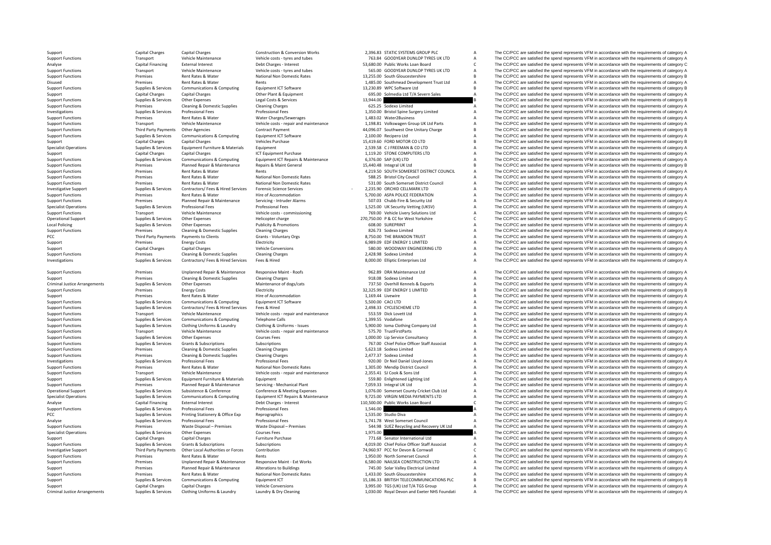| | | | | | | | |
|---|---|---|---|---|---|---|---|
| Support | Capital Charges | Capital Charges | Construction & Conversion Works | 2,396.83 | STATIC SYSTEMS GROUP PLC | A | The CC/PCC are satisfied the spend represents VFM in accordance with the requirements of category A |
| Support Functions | Transport | Vehicle Maintenance | Vehicle costs - tyres and tubes | 763.84 | GOODYEAR DUNLOP TYRES UK LTD | A | The CC/PCC are satisfied the spend represents VFM in accordance with the requirements of category A |
| Analyse | Capital Financing | External Interest | Debt Charges - Interest | 53,680.00 | Public Works Loan Board | C | The CC/PCC are satisfied the spend represents VFM in accordance with the requirements of category C |
| Support Functions | Transport | Vehicle Maintenance | Vehicle costs - tyres and tubes | 565.00 | GOODYEAR DUNLOP TYRES UK LTD | A | The CC/PCC are satisfied the spend represents VFM in accordance with the requirements of category A |
| Support Functions | Premises | Rent Rates & Water | National Non Domestic Rates | 13,255.00 | South Gloucestershire | B | The CC/PCC are satisfied the spend represents VFM in accordance with the requirements of category B |
| Disused | Premises | Rent Rates & Water | Rents | 1,485.00 | Southmead Development Trust Ltd | A | The CC/PCC are satisfied the spend represents VFM in accordance with the requirements of category A |
| Support Functions | Supplies & Services | Communications & Computing | Equipment ICT Software | 13,230.89 | WPC Software Ltd | B | The CC/PCC are satisfied the spend represents VFM in accordance with the requirements of category B |
| Support | Capital Charges | Capital Charges | Other Plant & Equipment | 695.00 | Solmedia Ltd T/A Severn Sales | A | The CC/PCC are satisfied the spend represents VFM in accordance with the requirements of category A |
| Support Functions | Supplies & Services | Other Expenses | Legal Costs & Services | 13,944.00 | | B | The CC/PCC are satisfied the spend represents VFM in accordance with the requirements of category B |
| Support Functions | Premises | Cleaning & Domestic Supplies | Cleaning Charges | 625.25 | Sodexo Limited | A | The CC/PCC are satisfied the spend represents VFM in accordance with the requirements of category A |
| Investigations | Supplies & Services | Professional Fees | Professional Fees | 1,350.00 | Bristol Spine Surgery Limited | A | The CC/PCC are satisfied the spend represents VFM in accordance with the requirements of category A |
| Support Functions | Premises | Rent Rates & Water | Water Charges/Sewerages | 1,483.02 | Water2Business | A | The CC/PCC are satisfied the spend represents VFM in accordance with the requirements of category A |
| Support Functions | Transport | Vehicle Maintenance | Vehicle costs - repair and maintenance | 1,198.81 | Volkswagen Group UK Ltd Parts | A | The CC/PCC are satisfied the spend represents VFM in accordance with the requirements of category A |
| Support Functions | Third Party Payments | Other Agencies | Contract Payment | 44,096.07 | Southwest One Unitary Charge | B | The CC/PCC are satisfied the spend represents VFM in accordance with the requirements of category B |
| Support Functions | Supplies & Services | Communications & Computing | Equipment ICT Software | 2,100.00 | Recipero Ltd | A | The CC/PCC are satisfied the spend represents VFM in accordance with the requirements of category A |
| Support | Capital Charges | Capital Charges | Vehicles Purchase | 15,419.60 | FORD MOTOR CO LTD | B | The CC/PCC are satisfied the spend represents VFM in accordance with the requirements of category B |
| Specialist Operations | Supplies & Services | Equipment Furniture & Materials | Equipment | 2,539.58 | C J FREEMAN & CO LTD | A | The CC/PCC are satisfied the spend represents VFM in accordance with the requirements of category A |
| Support | Capital Charges | Capital Charges | ICT Equipment Purchase | 1,119.20 | STONE COMPUTERS LTD | A | The CC/PCC are satisfied the spend represents VFM in accordance with the requirements of category A |
| Support Functions | Supplies & Services | Communications & Computing | Equipment ICT Repairs & Maintenance | 6,376.00 | SAP (UK) LTD | A | The CC/PCC are satisfied the spend represents VFM in accordance with the requirements of category A |
| Support Functions | Premises | Planned Repair & Maintenance | Repairs & Maint General | 15,440.48 | Integral UK Ltd | B | The CC/PCC are satisfied the spend represents VFM in accordance with the requirements of category B |
| Support Functions | Premises | Rent Rates & Water | Rents | 4,219.50 | SOUTH SOMERSET DISTRICT COUNCIL | A | The CC/PCC are satisfied the spend represents VFM in accordance with the requirements of category A |
| Support Functions | Premises | Rent Rates & Water | National Non Domestic Rates | 588.25 | Bristol City Council | A | The CC/PCC are satisfied the spend represents VFM in accordance with the requirements of category A |
| Support Functions | Premises | Rent Rates & Water | National Non Domestic Rates | 531.00 | South Somerset District Council | A | The CC/PCC are satisfied the spend represents VFM in accordance with the requirements of category A |
| Investigative Support | Supplies & Services | Contractors/ Fees & Hired Services | Forensic Science Services | - 2,235.90 | ORCHID CELLMARK LTD | A | The CC/PCC are satisfied the spend represents VFM in accordance with the requirements of category A |
| Support Functions | Premises | Rent Rates & Water | Hire of Accommodation | 5,700.00 | ASPA POLICE FEDERATION | A | The CC/PCC are satisfied the spend represents VFM in accordance with the requirements of category A |
| Support Functions | Premises | Planned Repair & Maintenance | Servicing - Intruder Alarms | 507.03 | Chubb Fire & Security Ltd | A | The CC/PCC are satisfied the spend represents VFM in accordance with the requirements of category A |
| Specialist Operations | Supplies & Services | Professional Fees | Professional Fees | 1,525.00 | UK Security Vetting (UKSV) | A | The CC/PCC are satisfied the spend represents VFM in accordance with the requirements of category A |
| Support Functions | Transport | Vehicle Maintenance | Vehicle costs - commissioning | 769.00 | Vehicle Livery Solutions Ltd | A | The CC/PCC are satisfied the spend represents VFM in accordance with the requirements of category A |
| Operational Support | Supplies & Services | Other Expenses | Helicopter charge | 270,750.00 | P & CC for West Yorkshire | C | The CC/PCC are satisfied the spend represents VFM in accordance with the requirements of category C |
| Local Policing | Supplies & Services | Other Expenses | Publicity & Promotions | 608.00 | SUREPRINT | A | The CC/PCC are satisfied the spend represents VFM in accordance with the requirements of category A |
| Support Functions | Premises | Cleaning & Domestic Supplies | Cleaning Charges | 826.73 | Sodexo Limited | A | The CC/PCC are satisfied the spend represents VFM in accordance with the requirements of category A |
| PCC | Third Party Payments | Payments to Clients | Grants - Voluntary Orgs | 8,750.00 | THE BRANDON TRUST | A | The CC/PCC are satisfied the spend represents VFM in accordance with the requirements of category A |
| Support | Premises | Energy Costs | Electricity | 6,989.09 | EDF ENERGY 1 LIMITED | A | The CC/PCC are satisfied the spend represents VFM in accordance with the requirements of category A |
| Support | Capital Charges | Capital Charges | Vehicle Conversions | 580.00 | WOODWAY ENGINEERING LTD | A | The CC/PCC are satisfied the spend represents VFM in accordance with the requirements of category A |
| Support Functions | Premises | Cleaning & Domestic Supplies | Cleaning Charges | 2,428.98 | Sodexo Limited | A | The CC/PCC are satisfied the spend represents VFM in accordance with the requirements of category A |
| Investigations | Supplies & Services | Contractors/ Fees & Hired Services | Fees & Hired | 8,000.00 | Elliptic Enterprises Ltd | A | The CC/PCC are satisfied the spend represents VFM in accordance with the requirements of category A |
| Support Functions | Premises | Unplanned Repair & Maintenance | Responsive Maint - Roofs | 962.89 | DRA Maintenance Ltd | A | The CC/PCC are satisfied the spend represents VFM in accordance with the requirements of category A |
| Support | Premises | Cleaning & Domestic Supplies | Cleaning Charges | 918.08 | Sodexo Limited | A | The CC/PCC are satisfied the spend represents VFM in accordance with the requirements of category A |
| Criminal Justice Arrangements | Supplies & Services | Other Expenses | Maintenance of dogs/cats | 737.50 | Overhill Kennels & Exports | A | The CC/PCC are satisfied the spend represents VFM in accordance with the requirements of category A |
| Support Functions | Premises | Energy Costs | Electricity | 32,325.99 | EDF ENERGY 1 LIMITED | B | The CC/PCC are satisfied the spend represents VFM in accordance with the requirements of category B |
| Support | Premises | Rent Rates & Water | Hire of Accommodation | 1,169.44 | Livewire | A | The CC/PCC are satisfied the spend represents VFM in accordance with the requirements of category A |
| Support Functions | Supplies & Services | Communications & Computing | Equipment ICT Software | 5,500.00 | CACI LTD | A | The CC/PCC are satisfied the spend represents VFM in accordance with the requirements of category A |
| Support Functions | Supplies & Services | Contractors/ Fees & Hired Services | Fees & Hired | 2,498.33 | CYCLESCHEME LTD | A | The CC/PCC are satisfied the spend represents VFM in accordance with the requirements of category A |
| Support Functions | Transport | Vehicle Maintenance | Vehicle costs - repair and maintenance | 553.59 | Dick Lovett Ltd | A | The CC/PCC are satisfied the spend represents VFM in accordance with the requirements of category A |
| Support Functions | Supplies & Services | Communications & Computing | Telephone Calls | 1,399.55 | Vodafone | A | The CC/PCC are satisfied the spend represents VFM in accordance with the requirements of category A |
| Support Functions | Supplies & Services | Clothing Uniforms & Laundry | Clothing & Uniforms - Issues | 5,900.00 | Ioma Clothing Company Ltd | A | The CC/PCC are satisfied the spend represents VFM in accordance with the requirements of category A |
| Support Functions | Transport | Vehicle Maintenance | Vehicle costs - repair and maintenance | 575.70 | TrustFirstParts | A | The CC/PCC are satisfied the spend represents VFM in accordance with the requirements of category A |
| Support Functions | Supplies & Services | Other Expenses | Courses Fees | 1,000.00 | Lip Service Consultancy | A | The CC/PCC are satisfied the spend represents VFM in accordance with the requirements of category A |
| Support Functions | Supplies & Services | Grants & Subscriptions | Subscriptions | 767.00 | Chief Police Officer Staff Associat | A | The CC/PCC are satisfied the spend represents VFM in accordance with the requirements of category A |
| Support Functions | Premises | Cleaning & Domestic Supplies | Cleaning Charges | 5,623.18 | Sodexo Limited | A | The CC/PCC are satisfied the spend represents VFM in accordance with the requirements of category A |
| Support Functions | Premises | Cleaning & Domestic Supplies | Cleaning Charges | 2,477.37 | Sodexo Limited | A | The CC/PCC are satisfied the spend represents VFM in accordance with the requirements of category A |
| Investigations | Supplies & Services | Professional Fees | Professional Fees | 920.00 | Dr Neil Daniel Lloyd-Jones | A | The CC/PCC are satisfied the spend represents VFM in accordance with the requirements of category A |
| Support Functions | Premises | Rent Rates & Water | National Non Domestic Rates | 1,305.00 | Mendip District Council | A | The CC/PCC are satisfied the spend represents VFM in accordance with the requirements of category A |
| Support Functions | Transport | Vehicle Maintenance | Vehicle costs - repair and maintenance | 2,355.41 | SJ Cook & Sons Ltd | A | The CC/PCC are satisfied the spend represents VFM in accordance with the requirements of category A |
| Support | Supplies & Services | Equipment Furniture & Materials | Equipment | 559.80 | Enlightened Lighting Ltd | A | The CC/PCC are satisfied the spend represents VFM in accordance with the requirements of category A |
| Support Functions | Premises | Planned Repair & Maintenance | Servicing - Mechanical Plant | 7,059.33 | Integral UK Ltd | A | The CC/PCC are satisfied the spend represents VFM in accordance with the requirements of category A |
| Operational Support | Supplies & Services | Subsistence & Conference | Conference & Meeting Expenses | 1,076.00 | Somerset County Cricket Club Ltd | A | The CC/PCC are satisfied the spend represents VFM in accordance with the requirements of category A |
| Specialist Operations | Supplies & Services | Communications & Computing | Equipment ICT Repairs & Maintenance | 9,725.00 | VIRGIN MEDIA PAYMENTS LTD | A | The CC/PCC are satisfied the spend represents VFM in accordance with the requirements of category A |
| Analyse | Capital Financing | External Interest | Debt Charges - Interest | 110,500.00 | Public Works Loan Board | C | The CC/PCC are satisfied the spend represents VFM in accordance with the requirements of category C |
| Support Functions | Supplies & Services | Professional Fees | Professional Fees | 1,546.00 | | A | The CC/PCC are satisfied the spend represents VFM in accordance with the requirements of category A |
| PCC | Supplies & Services | Printing Stationery & Office Exp | Reprographics | 1,535.00 | Studio Diva | A | The CC/PCC are satisfied the spend represents VFM in accordance with the requirements of category A |
| Analyse | Supplies & Services | Professional Fees | Professional Fees | 1,741.78 | West Somerset Council | A | The CC/PCC are satisfied the spend represents VFM in accordance with the requirements of category A |
| Support Functions | Premises | Waste Disposal – Premises | Waste Disposal – Premises | 544.98 | SUEZ Recycling and Recovery UK Ltd | A | The CC/PCC are satisfied the spend represents VFM in accordance with the requirements of category A |
| Specialist Operations | Supplies & Services | Other Expenses | Courses Fees | 1,975.00 | | A | The CC/PCC are satisfied the spend represents VFM in accordance with the requirements of category A |
| Support | Capital Charges | Capital Charges | Furniture Purchase | 771.68 | Senator International Ltd | A | The CC/PCC are satisfied the spend represents VFM in accordance with the requirements of category A |
| Support Functions | Supplies & Services | Grants & Subscriptions | Subscriptions | 4,019.00 | Chief Police Officer Staff Associat | A | The CC/PCC are satisfied the spend represents VFM in accordance with the requirements of category A |
| Investigative Support | Third Party Payments | Other Local Authorities or Forces | Contribution | 74,960.97 | PCC for Devon & Cornwall | C | The CC/PCC are satisfied the spend represents VFM in accordance with the requirements of category C |
| Support Functions | Premises | Rent Rates & Water | Rents | 1,950.00 | North Somerset Council | A | The CC/PCC are satisfied the spend represents VFM in accordance with the requirements of category A |
| Support Functions | Premises | Unplanned Repair & Maintenance | Responsive Maint - Ext Works | 6,580.00 | NAILSEA CONSTRUCTION LTD | A | The CC/PCC are satisfied the spend represents VFM in accordance with the requirements of category A |
| Support | Premises | Planned Repair & Maintenance | Alterations to Buildings | 745.00 | Solar Valley Electrical Limited | A | The CC/PCC are satisfied the spend represents VFM in accordance with the requirements of category A |
| Support Functions | Premises | Rent Rates & Water | National Non Domestic Rates | 1,433.00 | South Gloucestershire | A | The CC/PCC are satisfied the spend represents VFM in accordance with the requirements of category A |
| Support | Supplies & Services | Communications & Computing | Equipment ICT | 15,186.33 | BRITISH TELECOMMUNICATIONS PLC | B | The CC/PCC are satisfied the spend represents VFM in accordance with the requirements of category B |
| Support | Capital Charges | Capital Charges | Vehicle Conversions | 3,995.00 | TGS (UK) Ltd T/A TGS Group | A | The CC/PCC are satisfied the spend represents VFM in accordance with the requirements of category A |
| Criminal Justice Arrangements | Supplies & Services | Clothing Uniforms & Laundry | Laundry & Dry Cleaning | 1,030.00 | Royal Devon and Exeter NHS Foundati | A | The CC/PCC are satisfied the spend represents VFM in accordance with the requirements of category A |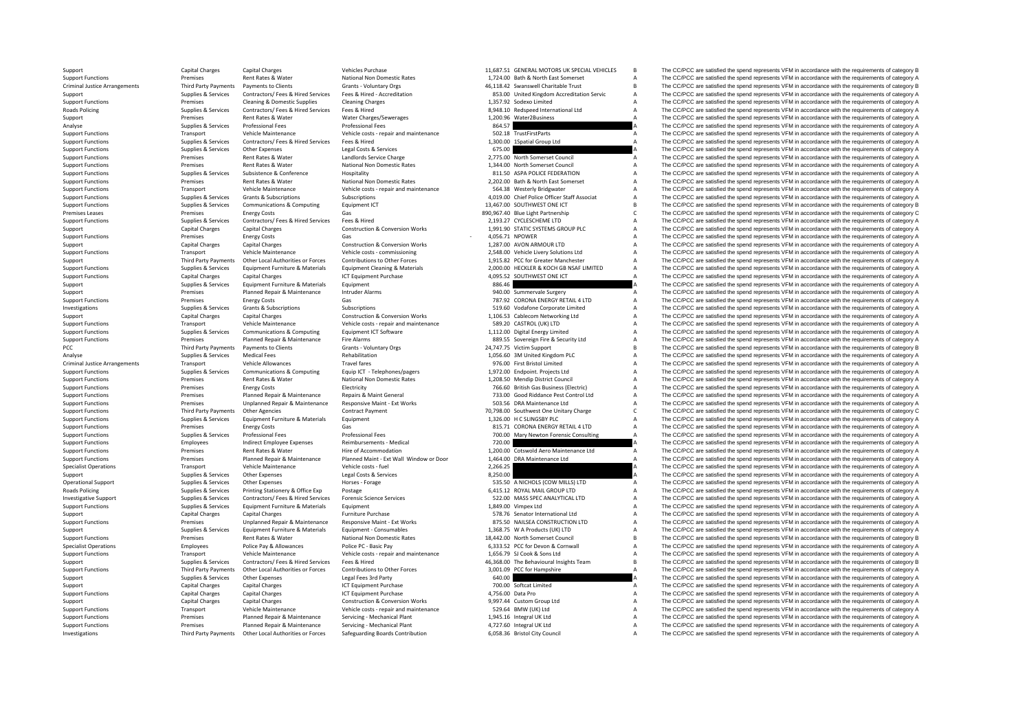| | | | | | | | |
|---|---|---|---|---|---|---|---|
| Support | Capital Charges | Capital Charges | Vehicles Purchase | 11,687.51 | GENERAL MOTORS UK SPECIAL VEHICLES | B | The CC/PCC are satisfied the spend represents VFM in accordance with the requirements of category B |
| Support Functions | Premises | Rent Rates & Water | National Non Domestic Rates | 1,724.00 | Bath & North East Somerset | A | The CC/PCC are satisfied the spend represents VFM in accordance with the requirements of category A |
| Criminal Justice Arrangements | Third Party Payments | Payments to Clients | Grants - Voluntary Orgs | 46,118.42 | Swanswell Charitable Trust | B | The CC/PCC are satisfied the spend represents VFM in accordance with the requirements of category B |
| Support | Supplies & Services | Contractors/ Fees & Hired Services | Fees & Hired - Accreditation | 853.00 | United Kingdom Accreditation Servic | A | The CC/PCC are satisfied the spend represents VFM in accordance with the requirements of category A |
| Support Functions | Premises | Cleaning & Domestic Supplies | Cleaning Charges | 1,357.92 | Sodexo Limited | A | The CC/PCC are satisfied the spend represents VFM in accordance with the requirements of category A |
| Roads Policing | Supplies & Services | Contractors/ Fees & Hired Services | Fees & Hired | 8,948.10 | Redspeed International Ltd | A | The CC/PCC are satisfied the spend represents VFM in accordance with the requirements of category A |
| Support | Premises | Rent Rates & Water | Water Charges/Sewerages | 1,200.96 | Water2Business | A | The CC/PCC are satisfied the spend represents VFM in accordance with the requirements of category A |
| Analyse | Supplies & Services | Professional Fees | Professional Fees | 864.57 | | A | The CC/PCC are satisfied the spend represents VFM in accordance with the requirements of category A |
| Support Functions | Transport | Vehicle Maintenance | Vehicle costs - repair and maintenance | 502.18 | TrustFirstParts | A | The CC/PCC are satisfied the spend represents VFM in accordance with the requirements of category A |
| Support Functions | Supplies & Services | Contractors/ Fees & Hired Services | Fees & Hired | 1,300.00 | 1Spatial Group Ltd | A | The CC/PCC are satisfied the spend represents VFM in accordance with the requirements of category A |
| Support Functions | Supplies & Services | Other Expenses | Legal Costs & Services | 675.00 | | A | The CC/PCC are satisfied the spend represents VFM in accordance with the requirements of category A |
| Support Functions | Premises | Rent Rates & Water | Landlords Service Charge | 2,775.00 | North Somerset Council | A | The CC/PCC are satisfied the spend represents VFM in accordance with the requirements of category A |
| Support Functions | Premises | Rent Rates & Water | National Non Domestic Rates | 1,344.00 | North Somerset Council | A | The CC/PCC are satisfied the spend represents VFM in accordance with the requirements of category A |
| Support Functions | Supplies & Services | Subsistence & Conference | Hospitality | 811.50 | ASPA POLICE FEDERATION | A | The CC/PCC are satisfied the spend represents VFM in accordance with the requirements of category A |
| Support Functions | Premises | Rent Rates & Water | National Non Domestic Rates | 2,202.00 | Bath & North East Somerset | A | The CC/PCC are satisfied the spend represents VFM in accordance with the requirements of category A |
| Support Functions | Transport | Vehicle Maintenance | Vehicle costs - repair and maintenance | 564.38 | Westerly Bridgwater | A | The CC/PCC are satisfied the spend represents VFM in accordance with the requirements of category A |
| Support Functions | Supplies & Services | Grants & Subscriptions | Subscriptions | 4,019.00 | Chief Police Officer Staff Associat | A | The CC/PCC are satisfied the spend represents VFM in accordance with the requirements of category A |
| Support Functions | Supplies & Services | Communications & Computing | Equipment ICT | 13,467.00 | SOUTHWEST ONE ICT | B | The CC/PCC are satisfied the spend represents VFM in accordance with the requirements of category B |
| Premises Leases | Premises | Energy Costs | Gas | 890,967.40 | Blue Light Partnership | C | The CC/PCC are satisfied the spend represents VFM in accordance with the requirements of category C |
| Support Functions | Supplies & Services | Contractors/ Fees & Hired Services | Fees & Hired | 2,193.27 | CYCLESCHEME LTD | A | The CC/PCC are satisfied the spend represents VFM in accordance with the requirements of category A |
| Support | Capital Charges | Capital Charges | Construction & Conversion Works | 1,991.90 | STATIC SYSTEMS GROUP PLC | A | The CC/PCC are satisfied the spend represents VFM in accordance with the requirements of category A |
| Support Functions | Premises | Energy Costs | Gas | - 4,056.71 | NPOWER | A | The CC/PCC are satisfied the spend represents VFM in accordance with the requirements of category A |
| Support | Capital Charges | Capital Charges | Construction & Conversion Works | 1,287.00 | AVON ARMOUR LTD | A | The CC/PCC are satisfied the spend represents VFM in accordance with the requirements of category A |
| Support Functions | Transport | Vehicle Maintenance | Vehicle costs - commissioning | 2,548.00 | Vehicle Livery Solutions Ltd | A | The CC/PCC are satisfied the spend represents VFM in accordance with the requirements of category A |
| Support | Third Party Payments | Other Local Authorities or Forces | Contributions to Other Forces | 1,915.82 | PCC for Greater Manchester | A | The CC/PCC are satisfied the spend represents VFM in accordance with the requirements of category A |
| Support Functions | Supplies & Services | Equipment Furniture & Materials | Equipment Cleaning & Materials | 2,000.00 | HECKLER & KOCH GB NSAF LIMITED | A | The CC/PCC are satisfied the spend represents VFM in accordance with the requirements of category A |
| Support Functions | Capital Charges | Capital Charges | ICT Equipment Purchase | 4,095.52 | SOUTHWEST ONE ICT | A | The CC/PCC are satisfied the spend represents VFM in accordance with the requirements of category A |
| Support | Supplies & Services | Equipment Furniture & Materials | Equipment | 886.46 | | A | The CC/PCC are satisfied the spend represents VFM in accordance with the requirements of category A |
| Support | Premises | Planned Repair & Maintenance | Intruder Alarms | 940.00 | Summervale Surgery | A | The CC/PCC are satisfied the spend represents VFM in accordance with the requirements of category A |
| Support Functions | Premises | Energy Costs | Gas | 787.92 | CORONA ENERGY RETAIL 4 LTD | A | The CC/PCC are satisfied the spend represents VFM in accordance with the requirements of category A |
| Investigations | Supplies & Services | Grants & Subscriptions | Subscriptions | 519.60 | Vodafone Corporate Limited | A | The CC/PCC are satisfied the spend represents VFM in accordance with the requirements of category A |
| Support | Capital Charges | Capital Charges | Construction & Conversion Works | 1,106.53 | Cablecom Networking Ltd | A | The CC/PCC are satisfied the spend represents VFM in accordance with the requirements of category A |
| Support Functions | Transport | Vehicle Maintenance | Vehicle costs - repair and maintenance | 589.20 | CASTROL (UK) LTD | A | The CC/PCC are satisfied the spend represents VFM in accordance with the requirements of category A |
| Support Functions | Supplies & Services | Communications & Computing | Equipment ICT Software | 1,112.00 | Digital Energy Limited | A | The CC/PCC are satisfied the spend represents VFM in accordance with the requirements of category A |
| Support Functions | Premises | Planned Repair & Maintenance | Fire Alarms | 889.55 | Sovereign Fire & Security Ltd | A | The CC/PCC are satisfied the spend represents VFM in accordance with the requirements of category A |
| PCC | Third Party Payments | Payments to Clients | Grants - Voluntary Orgs | 24,747.75 | Victim Support | B | The CC/PCC are satisfied the spend represents VFM in accordance with the requirements of category B |
| Analyse | Supplies & Services | Medical Fees | Rehabilitation | 1,056.60 | 3M United Kingdom PLC | A | The CC/PCC are satisfied the spend represents VFM in accordance with the requirements of category A |
| Criminal Justice Arrangements | Transport | Vehicle Allowances | Travel fares | 976.00 | First Bristol Limited | A | The CC/PCC are satisfied the spend represents VFM in accordance with the requirements of category A |
| Support Functions | Supplies & Services | Communications & Computing | Equip ICT - Telephones/pagers | 1,972.00 | Endpoint. Projects Ltd | A | The CC/PCC are satisfied the spend represents VFM in accordance with the requirements of category A |
| Support Functions | Premises | Rent Rates & Water | National Non Domestic Rates | 1,208.50 | Mendip District Council | A | The CC/PCC are satisfied the spend represents VFM in accordance with the requirements of category A |
| Support Functions | Premises | Energy Costs | Electricity | 766.60 | British Gas Business (Electric) | A | The CC/PCC are satisfied the spend represents VFM in accordance with the requirements of category A |
| Support Functions | Premises | Planned Repair & Maintenance | Repairs & Maint General | 733.00 | Good Riddance Pest Control Ltd | A | The CC/PCC are satisfied the spend represents VFM in accordance with the requirements of category A |
| Support Functions | Premises | Unplanned Repair & Maintenance | Responsive Maint - Ext Works | 503.56 | DRA Maintenance Ltd | A | The CC/PCC are satisfied the spend represents VFM in accordance with the requirements of category A |
| Support Functions | Third Party Payments | Other Agencies | Contract Payment | 70,798.00 | Southwest One Unitary Charge | C | The CC/PCC are satisfied the spend represents VFM in accordance with the requirements of category C |
| Support Functions | Supplies & Services | Equipment Furniture & Materials | Equipment | 1,326.00 | H C SLINGSBY PLC | A | The CC/PCC are satisfied the spend represents VFM in accordance with the requirements of category A |
| Support Functions | Premises | Energy Costs | Gas | 815.71 | CORONA ENERGY RETAIL 4 LTD | A | The CC/PCC are satisfied the spend represents VFM in accordance with the requirements of category A |
| Support Functions | Supplies & Services | Professional Fees | Professional Fees | 700.00 | Mary Newton Forensic Consulting | A | The CC/PCC are satisfied the spend represents VFM in accordance with the requirements of category A |
| Support Functions | Employees | Indirect Employee Expenses | Reimbursements - Medical | 720.00 | | A | The CC/PCC are satisfied the spend represents VFM in accordance with the requirements of category A |
| Support Functions | Premises | Rent Rates & Water | Hire of Accommodation | 1,200.00 | Cotswold Aero Maintenance Ltd | A | The CC/PCC are satisfied the spend represents VFM in accordance with the requirements of category A |
| Support Functions | Premises | Planned Repair & Maintenance | Planned Maint - Ext Wall Window or Door | 1,464.00 | DRA Maintenance Ltd | A | The CC/PCC are satisfied the spend represents VFM in accordance with the requirements of category A |
| Specialist Operations | Transport | Vehicle Maintenance | Vehicle costs - fuel | 2,266.25 | | A | The CC/PCC are satisfied the spend represents VFM in accordance with the requirements of category A |
| Support | Supplies & Services | Other Expenses | Legal Costs & Services | 8,250.00 | | A | The CC/PCC are satisfied the spend represents VFM in accordance with the requirements of category A |
| Operational Support | Supplies & Services | Other Expenses | Horses - Forage | 535.50 | A NICHOLS (COW MILLS) LTD | A | The CC/PCC are satisfied the spend represents VFM in accordance with the requirements of category A |
| Roads Policing | Supplies & Services | Printing Stationery & Office Exp | Postage | 6,415.12 | ROYAL MAIL GROUP LTD | A | The CC/PCC are satisfied the spend represents VFM in accordance with the requirements of category A |
| Investigative Support | Supplies & Services | Contractors/ Fees & Hired Services | Forensic Science Services | 522.00 | MASS SPEC ANALYTICAL LTD | A | The CC/PCC are satisfied the spend represents VFM in accordance with the requirements of category A |
| Support Functions | Supplies & Services | Equipment Furniture & Materials | Equipment | 1,849.00 | Vimpex Ltd | A | The CC/PCC are satisfied the spend represents VFM in accordance with the requirements of category A |
| Support | Capital Charges | Capital Charges | Furniture Purchase | 578.76 | Senator International Ltd | A | The CC/PCC are satisfied the spend represents VFM in accordance with the requirements of category A |
| Support Functions | Premises | Unplanned Repair & Maintenance | Responsive Maint - Ext Works | 875.50 | NAILSEA CONSTRUCTION LTD | A | The CC/PCC are satisfied the spend represents VFM in accordance with the requirements of category A |
| Support | Supplies & Services | Equipment Furniture & Materials | Equipment - Consumables | 1,368.75 | W A Products (UK) LTD | A | The CC/PCC are satisfied the spend represents VFM in accordance with the requirements of category A |
| Support Functions | Premises | Rent Rates & Water | National Non Domestic Rates | 18,442.00 | North Somerset Council | B | The CC/PCC are satisfied the spend represents VFM in accordance with the requirements of category B |
| Specialist Operations | Employees | Police Pay & Allowances | Police PC - Basic Pay | 6,333.52 | PCC for Devon & Cornwall | A | The CC/PCC are satisfied the spend represents VFM in accordance with the requirements of category A |
| Support Functions | Transport | Vehicle Maintenance | Vehicle costs - repair and maintenance | 1,656.79 | SJ Cook & Sons Ltd | A | The CC/PCC are satisfied the spend represents VFM in accordance with the requirements of category A |
| Support | Supplies & Services | Contractors/ Fees & Hired Services | Fees & Hired | 46,368.00 | The Behavioural Insights Team | B | The CC/PCC are satisfied the spend represents VFM in accordance with the requirements of category B |
| Support Functions | Third Party Payments | Other Local Authorities or Forces | Contributions to Other Forces | 3,001.09 | PCC for Hampshire | A | The CC/PCC are satisfied the spend represents VFM in accordance with the requirements of category A |
| Support | Supplies & Services | Other Expenses | Legal Fees 3rd Party | 640.00 | | A | The CC/PCC are satisfied the spend represents VFM in accordance with the requirements of category A |
| Support | Capital Charges | Capital Charges | ICT Equipment Purchase | 700.00 | Softcat Limited | A | The CC/PCC are satisfied the spend represents VFM in accordance with the requirements of category A |
| Support Functions | Capital Charges | Capital Charges | ICT Equipment Purchase | 4,756.00 | Data Pro | A | The CC/PCC are satisfied the spend represents VFM in accordance with the requirements of category A |
| Support | Capital Charges | Capital Charges | Construction & Conversion Works | 9,997.44 | Custom Group Ltd | A | The CC/PCC are satisfied the spend represents VFM in accordance with the requirements of category A |
| Support Functions | Transport | Vehicle Maintenance | Vehicle costs - repair and maintenance | 529.64 | BMW (UK) Ltd | A | The CC/PCC are satisfied the spend represents VFM in accordance with the requirements of category A |
| Support Functions | Premises | Planned Repair & Maintenance | Servicing - Mechanical Plant | 1,945.16 | Integral UK Ltd | A | The CC/PCC are satisfied the spend represents VFM in accordance with the requirements of category A |
| Support Functions | Premises | Planned Repair & Maintenance | Servicing - Mechanical Plant | 4,727.60 | Integral UK Ltd | A | The CC/PCC are satisfied the spend represents VFM in accordance with the requirements of category A |
| Investigations | Third Party Payments | Other Local Authorities or Forces | Safeguarding Boards Contribution | 6,058.36 | Bristol City Council | A | The CC/PCC are satisfied the spend represents VFM in accordance with the requirements of category A |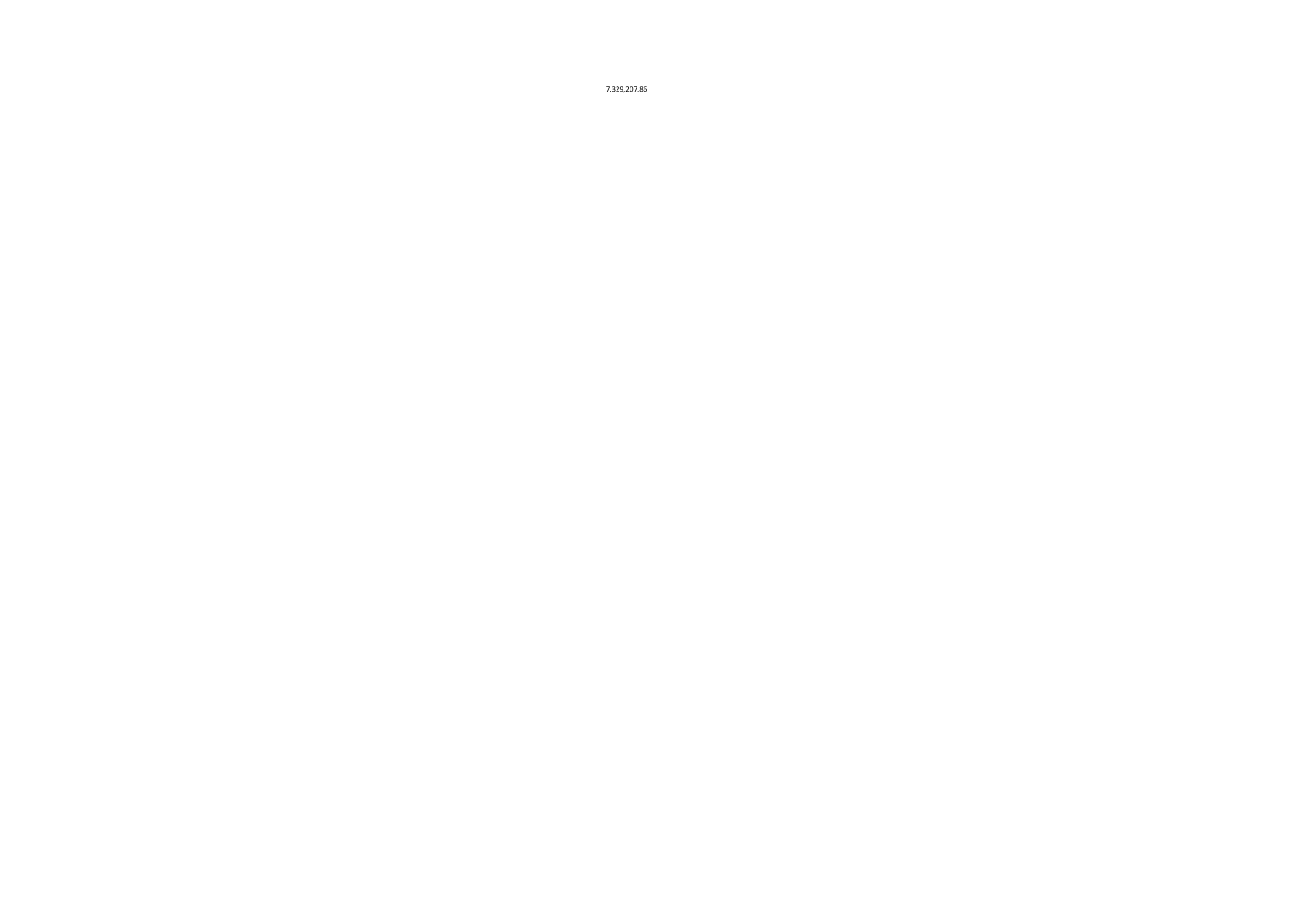7,329,207.86